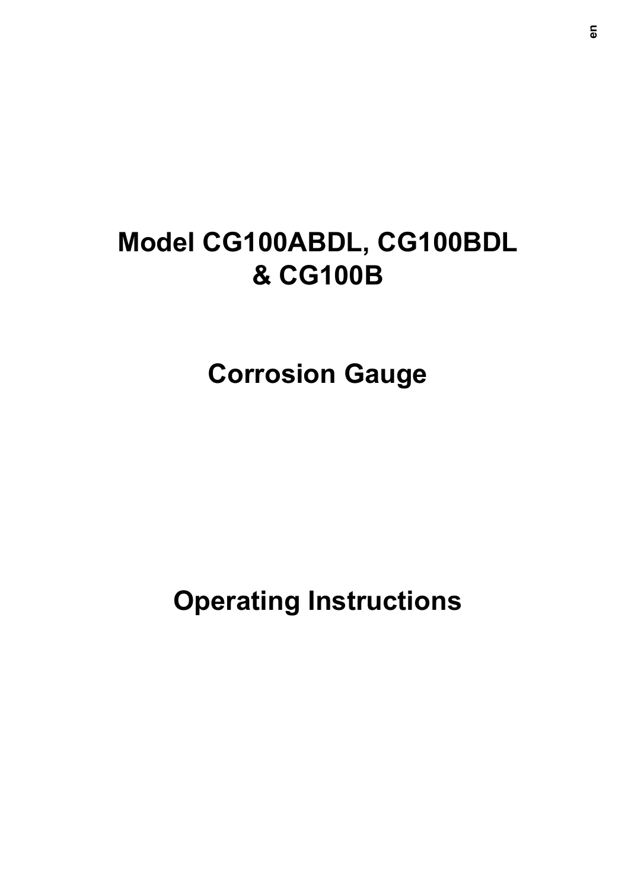# Model CG100ABDL, CG100BDL & CG100B

# Corrosion Gauge

# Operating Instructions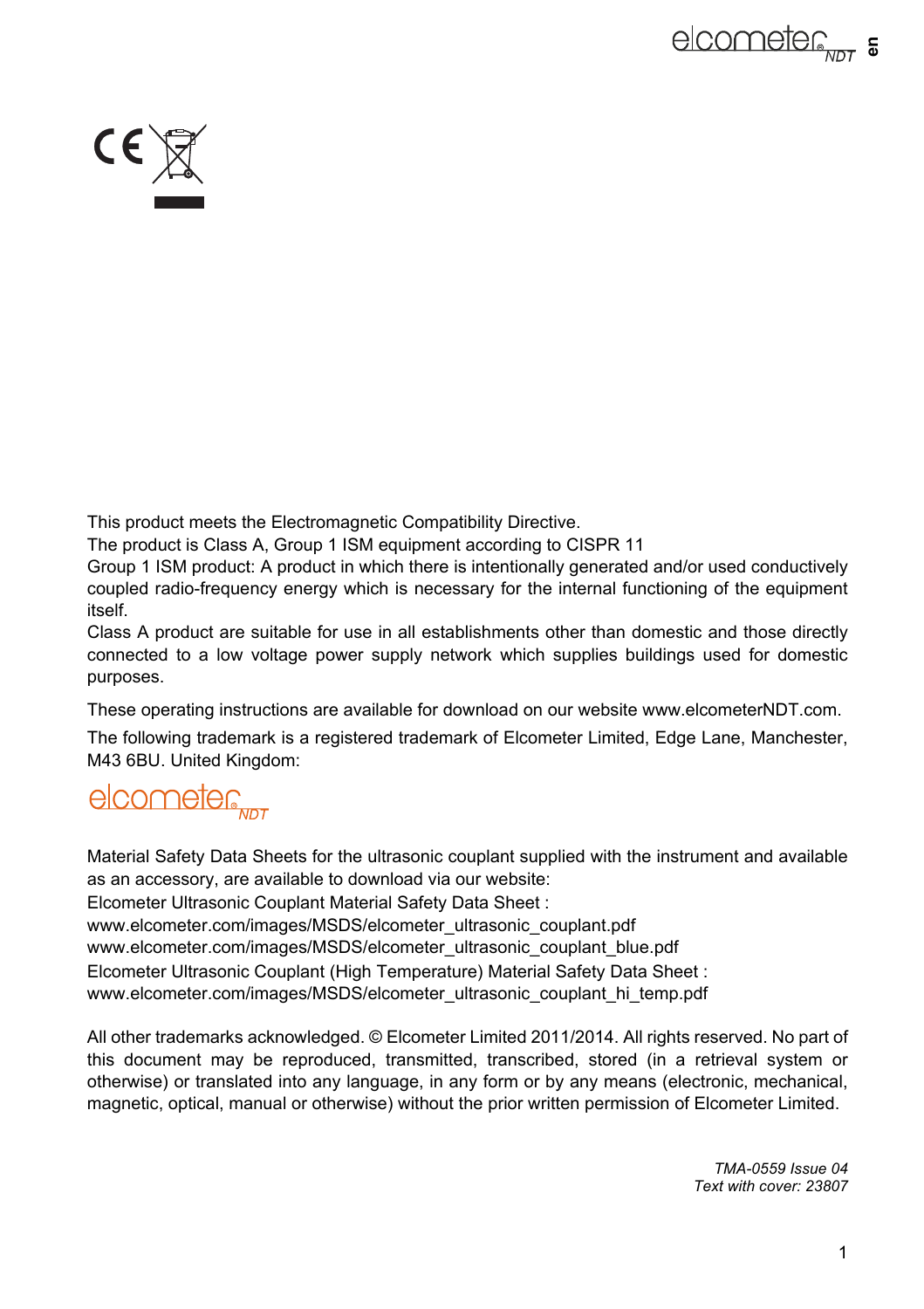This product meets the Electromagnetic Compatibility Directive.
The product is Class A, Group 1 ISM equipment according to CISPR 11
Group 1 ISM product: A product in which there is intentionally generated and/or used conductively coupled radio-frequency energy which is necessary for the internal functioning of the equipment itself.
Class A product are suitable for use in all establishments other than domestic and those directly connected to a low voltage power supply network which supplies buildings used for domestic purposes.

These operating instructions are available for download on our website www.elcometerNDT.com.

The following trademark is a registered trademark of Elcometer Limited, Edge Lane, Manchester, M43 6BU. United Kingdom:

elcometer NDT

Material Safety Data Sheets for the ultrasonic couplant supplied with the instrument and available as an accessory, are available to download via our website:
Elcometer Ultrasonic Couplant Material Safety Data Sheet :
www.elcometer.com/images/MSDS/elcometer_ultrasonic_couplant.pdf
www.elcometer.com/images/MSDS/elcometer_ultrasonic_couplant_blue.pdf
Elcometer Ultrasonic Couplant (High Temperature) Material Safety Data Sheet :
www.elcometer.com/images/MSDS/elcometer_ultrasonic_couplant_hi_temp.pdf

All other trademarks acknowledged. © Elcometer Limited 2011/2014. All rights reserved. No part of this document may be reproduced, transmitted, transcribed, stored (in a retrieval system or otherwise) or translated into any language, in any form or by any means (electronic, mechanical, magnetic, optical, manual or otherwise) without the prior written permission of Elcometer Limited.

*TMA-0559 Issue 04*
*Text with cover: 23807*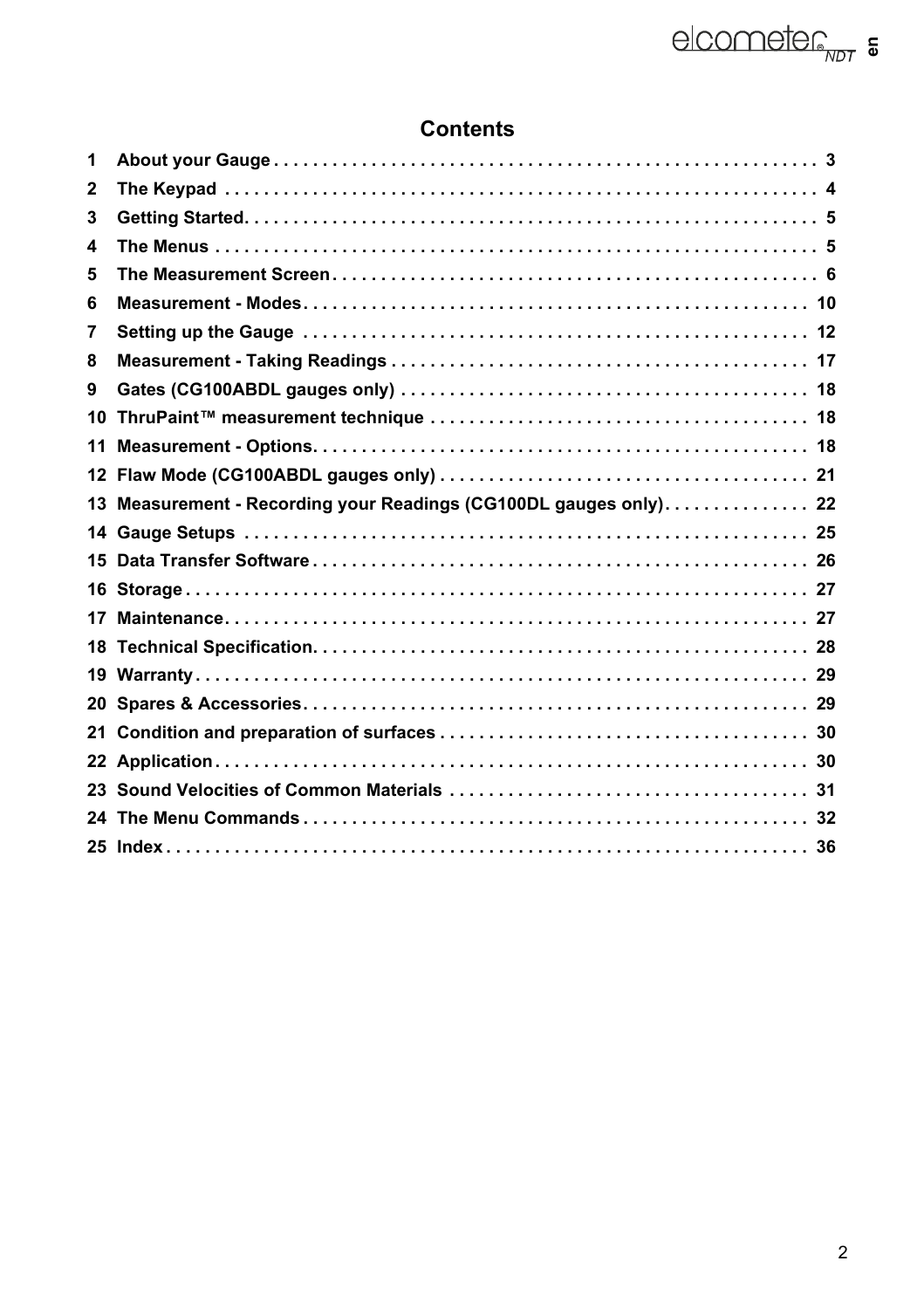# Contents

| | | |
|---|---|---|
| 1 | About your Gauge | 3 |
| 2 | The Keypad | 4 |
| 3 | Getting Started | 5 |
| 4 | The Menus | 5 |
| 5 | The Measurement Screen | 6 |
| 6 | Measurement - Modes | 10 |
| 7 | Setting up the Gauge | 12 |
| 8 | Measurement - Taking Readings | 17 |
| 9 | Gates (CG100ABDL gauges only) | 18 |
| 10 | ThruPaint™ measurement technique | 18 |
| 11 | Measurement - Options | 18 |
| 12 | Flaw Mode (CG100ABDL gauges only) | 21 |
| 13 | Measurement - Recording your Readings (CG100DL gauges only) | 22 |
| 14 | Gauge Setups | 25 |
| 15 | Data Transfer Software | 26 |
| 16 | Storage | 27 |
| 17 | Maintenance | 27 |
| 18 | Technical Specification | 28 |
| 19 | Warranty | 29 |
| 20 | Spares & Accessories | 29 |
| 21 | Condition and preparation of surfaces | 30 |
| 22 | Application | 30 |
| 23 | Sound Velocities of Common Materials | 31 |
| 24 | The Menu Commands | 32 |
| 25 | Index | 36 |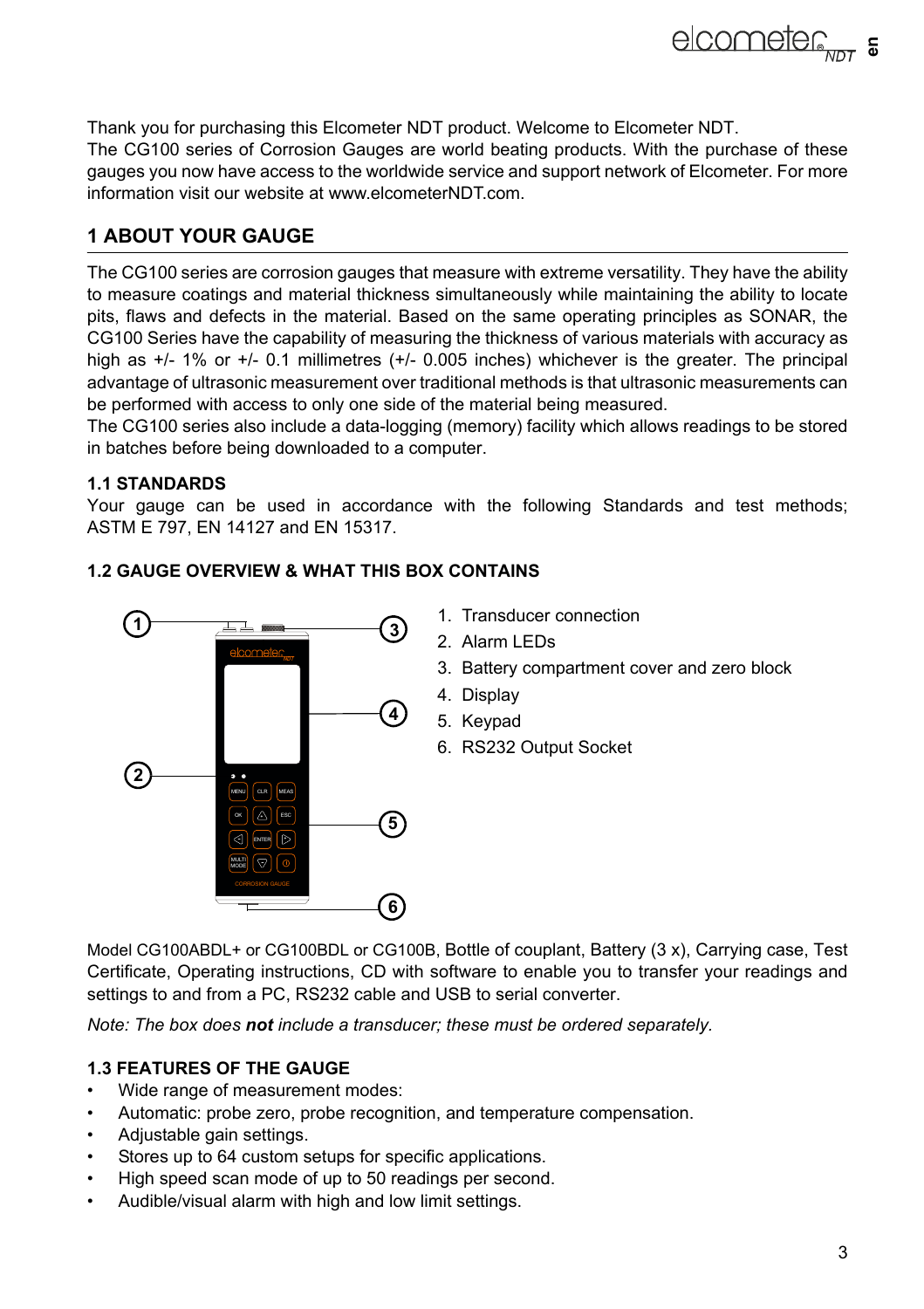Thank you for purchasing this Elcometer NDT product. Welcome to Elcometer NDT.
The CG100 series of Corrosion Gauges are world beating products. With the purchase of these gauges you now have access to the worldwide service and support network of Elcometer. For more information visit our website at www.elcometerNDT.com.

## 1 ABOUT YOUR GAUGE

The CG100 series are corrosion gauges that measure with extreme versatility. They have the ability to measure coatings and material thickness simultaneously while maintaining the ability to locate pits, flaws and defects in the material. Based on the same operating principles as SONAR, the CG100 Series have the capability of measuring the thickness of various materials with accuracy as high as +/- 1% or +/- 0.1 millimetres (+/- 0.005 inches) whichever is the greater. The principal advantage of ultrasonic measurement over traditional methods is that ultrasonic measurements can be performed with access to only one side of the material being measured.
The CG100 series also include a data-logging (memory) facility which allows readings to be stored in batches before being downloaded to a computer.

### 1.1 STANDARDS

Your gauge can be used in accordance with the following Standards and test methods; ASTM E 797, EN 14127 and EN 15317.

### 1.2 GAUGE OVERVIEW & WHAT THIS BOX CONTAINS

1. Transducer connection
2. Alarm LEDs
3. Battery compartment cover and zero block
4. Display
5. Keypad
6. RS232 Output Socket

Model CG100ABDL+ or CG100BDL or CG100B, Bottle of couplant, Battery (3 x), Carrying case, Test Certificate, Operating instructions, CD with software to enable you to transfer your readings and settings to and from a PC, RS232 cable and USB to serial converter.

*Note: The box does **not** include a transducer; these must be ordered separately.*

### 1.3 FEATURES OF THE GAUGE

- Wide range of measurement modes:
- Automatic: probe zero, probe recognition, and temperature compensation.
- Adjustable gain settings.
- Stores up to 64 custom setups for specific applications.
- High speed scan mode of up to 50 readings per second.
- Audible/visual alarm with high and low limit settings.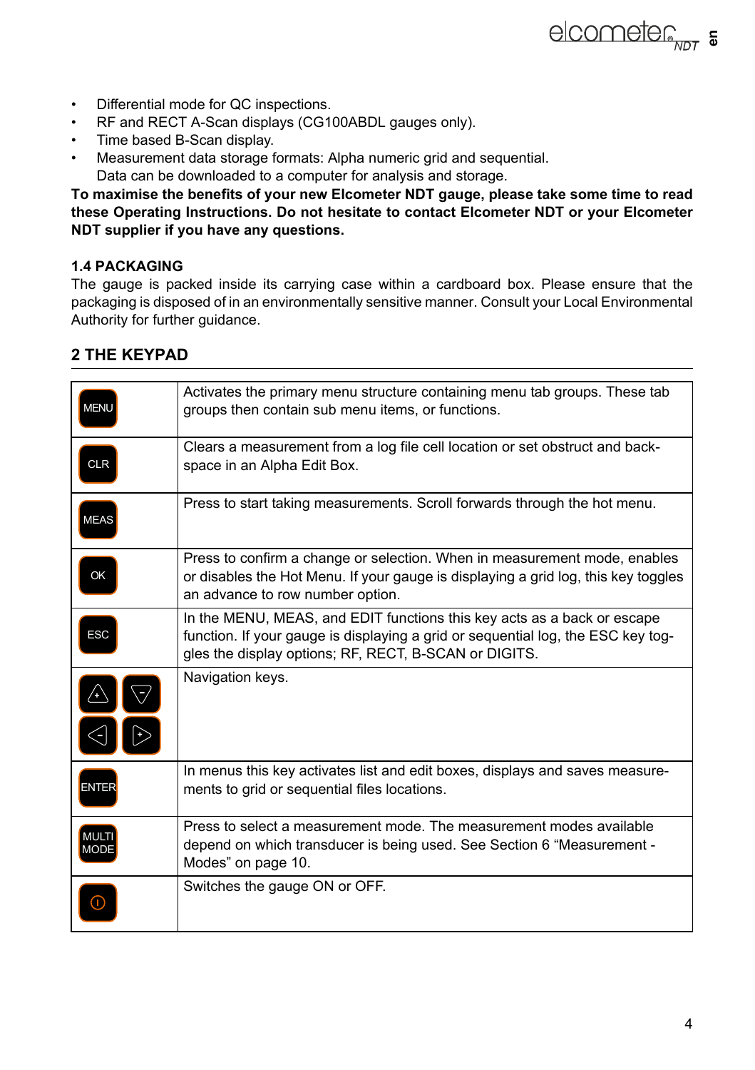- Differential mode for QC inspections.
- RF and RECT A-Scan displays (CG100ABDL gauges only).
- Time based B-Scan display.
- Measurement data storage formats: Alpha numeric grid and sequential. Data can be downloaded to a computer for analysis and storage.

**To maximise the benefits of your new Elcometer NDT gauge, please take some time to read these Operating Instructions. Do not hesitate to contact Elcometer NDT or your Elcometer NDT supplier if you have any questions.**

### 1.4 PACKAGING

The gauge is packed inside its carrying case within a cardboard box. Please ensure that the packaging is disposed of in an environmentally sensitive manner. Consult your Local Environmental Authority for further guidance.

## 2 THE KEYPAD

| Key | Function |
|---|---|
| MENU | Activates the primary menu structure containing menu tab groups. These tab groups then contain sub menu items, or functions. |
| CLR | Clears a measurement from a log file cell location or set obstruct and back-space in an Alpha Edit Box. |
| MEAS | Press to start taking measurements. Scroll forwards through the hot menu. |
| OK | Press to confirm a change or selection. When in measurement mode, enables or disables the Hot Menu. If your gauge is displaying a grid log, this key toggles an advance to row number option. |
| ESC | In the MENU, MEAS, and EDIT functions this key acts as a back or escape function. If your gauge is displaying a grid or sequential log, the ESC key toggles the display options; RF, RECT, B-SCAN or DIGITS. |
| Navigation keys (up/+, down/-, left/-, right/+) | Navigation keys. |
| ENTER | In menus this key activates list and edit boxes, displays and saves measurements to grid or sequential files locations. |
| MULTI MODE | Press to select a measurement mode. The measurement modes available depend on which transducer is being used. See Section 6 "Measurement - Modes" on page 10. |
| ON/OFF (power) | Switches the gauge ON or OFF. |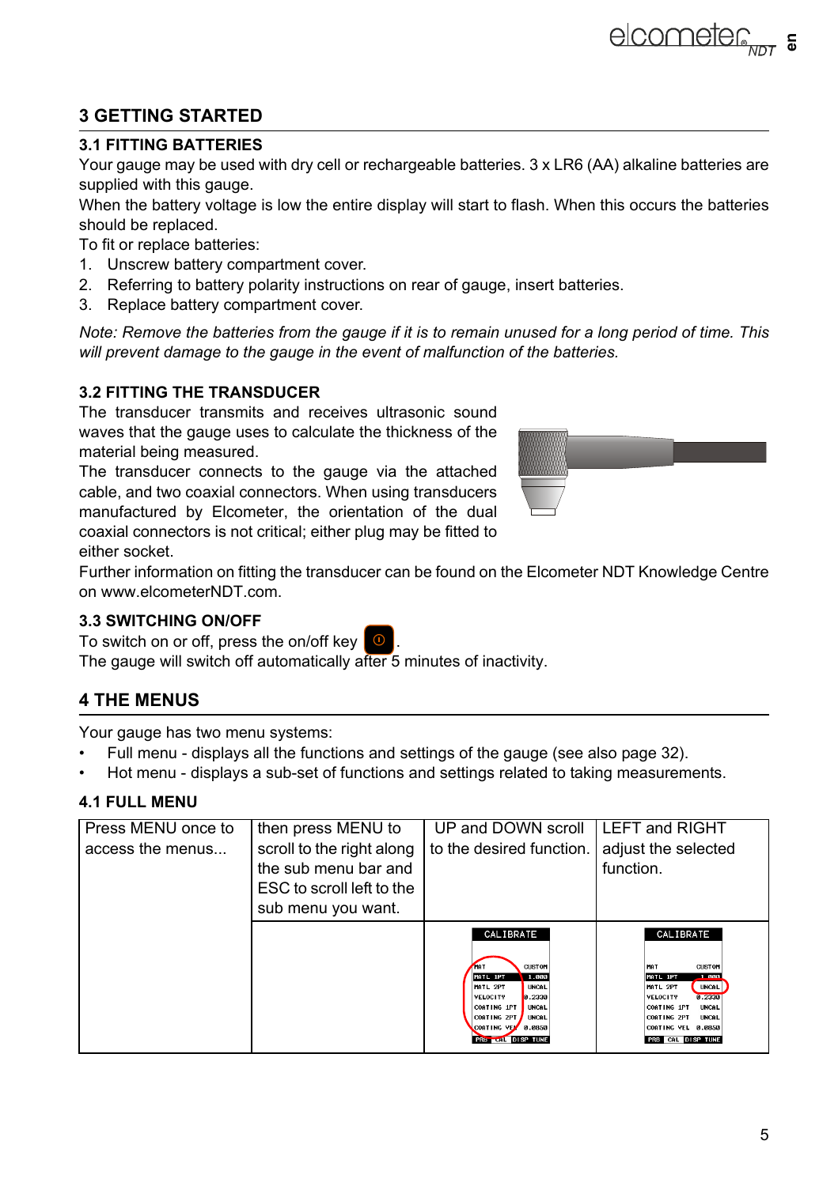# 3 GETTING STARTED

## 3.1 FITTING BATTERIES

Your gauge may be used with dry cell or rechargeable batteries. 3 x LR6 (AA) alkaline batteries are supplied with this gauge.

When the battery voltage is low the entire display will start to flash. When this occurs the batteries should be replaced.

To fit or replace batteries:

1. Unscrew battery compartment cover.
2. Referring to battery polarity instructions on rear of gauge, insert batteries.
3. Replace battery compartment cover.

*Note: Remove the batteries from the gauge if it is to remain unused for a long period of time. This will prevent damage to the gauge in the event of malfunction of the batteries.*

## 3.2 FITTING THE TRANSDUCER

The transducer transmits and receives ultrasonic sound waves that the gauge uses to calculate the thickness of the material being measured.

The transducer connects to the gauge via the attached cable, and two coaxial connectors. When using transducers manufactured by Elcometer, the orientation of the dual coaxial connectors is not critical; either plug may be fitted to either socket.

Further information on fitting the transducer can be found on the Elcometer NDT Knowledge Centre on www.elcometerNDT.com.

## 3.3 SWITCHING ON/OFF

To switch on or off, press the on/off key .

The gauge will switch off automatically after 5 minutes of inactivity.

# 4 THE MENUS

Your gauge has two menu systems:

- Full menu - displays all the functions and settings of the gauge (see also page 32).
- Hot menu - displays a sub-set of functions and settings related to taking measurements.

## 4.1 FULL MENU

| Press MENU once to access the menus... | then press MENU to scroll to the right along the sub menu bar and ESC to scroll left to the sub menu you want. | UP and DOWN scroll to the desired function. | LEFT and RIGHT adjust the selected function. |
|---|---|---|---|
| | | CALIBRATE<br>MAT CUSTOM<br>MATL 1PT 1.000<br>MATL 2PT UNCAL<br>VELOCITY 0.2330<br>COATING 1PT UNCAL<br>COATING 2PT UNCAL<br>COATING VEL 0.0850<br>PRB CAL DISP TUNE | CALIBRATE<br>MAT CUSTOM<br>MATL 1PT 1.000<br>MATL 2PT UNCAL<br>VELOCITY 0.2330<br>COATING 1PT UNCAL<br>COATING 2PT UNCAL<br>COATING VEL 0.0850<br>PRB CAL DISP TUNE |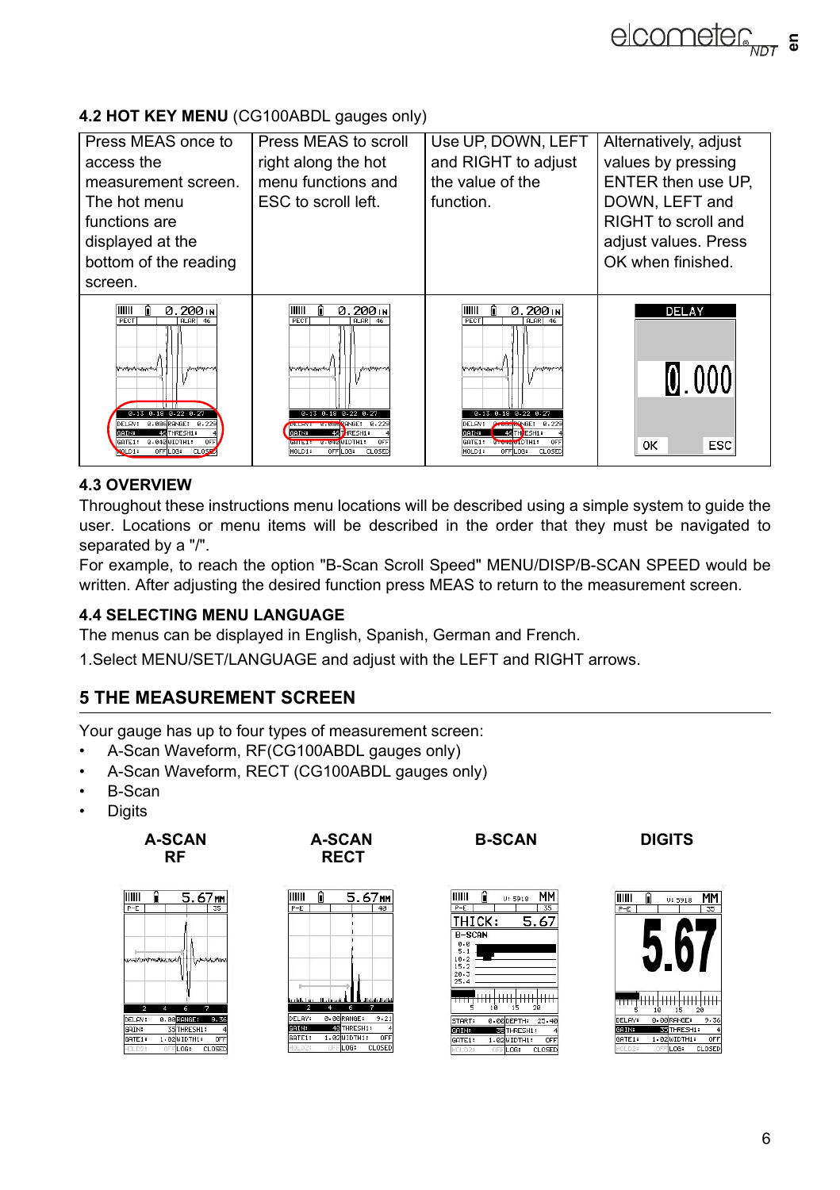### 4.2 HOT KEY MENU (CG100ABDL gauges only)

| Press MEAS once to access the hot measurement screen. The hot menu functions are displayed at the bottom of the reading screen. | Press MEAS to scroll right along the hot menu functions and ESC to scroll left. | Use UP, DOWN, LEFT and RIGHT to adjust the value of the function. | Alternatively, adjust values by pressing ENTER then use UP, DOWN, LEFT and RIGHT to scroll and adjust values. Press OK when finished. |
|---|---|---|---|

### 4.3 OVERVIEW

Throughout these instructions menu locations will be described using a simple system to guide the user. Locations or menu items will be described in the order that they must be navigated to separated by a "/".

For example, to reach the option "B-Scan Scroll Speed" MENU/DISP/B-SCAN SPEED would be written. After adjusting the desired function press MEAS to return to the measurement screen.

### 4.4 SELECTING MENU LANGUAGE

The menus can be displayed in English, Spanish, German and French.

1.Select MENU/SET/LANGUAGE and adjust with the LEFT and RIGHT arrows.

## 5 THE MEASUREMENT SCREEN

Your gauge has up to four types of measurement screen:

- A-Scan Waveform, RF(CG100ABDL gauges only)
- A-Scan Waveform, RECT (CG100ABDL gauges only)
- B-Scan
- Digits

| A-SCAN RF | A-SCAN RECT | B-SCAN | DIGITS |
|---|---|---|---|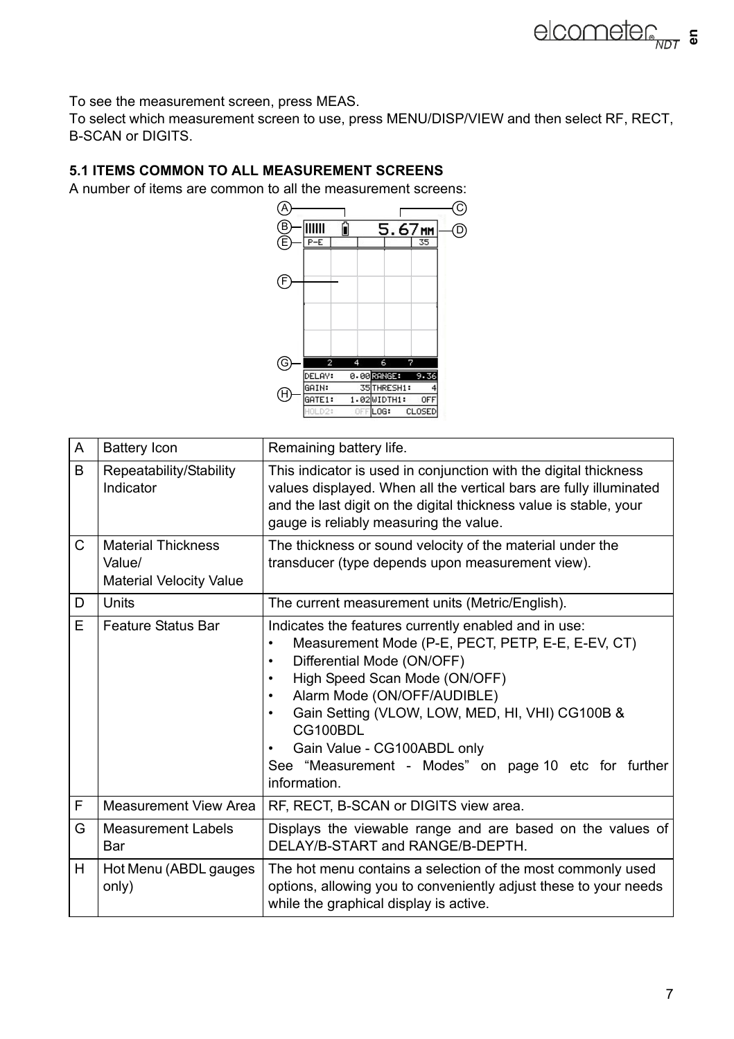To see the measurement screen, press MEAS.
To select which measurement screen to use, press MENU/DISP/VIEW and then select RF, RECT, B-SCAN or DIGITS.

### 5.1 ITEMS COMMON TO ALL MEASUREMENT SCREENS

A number of items are common to all the measurement screens:

| | | |
|---|---|---|
| A | Battery Icon | Remaining battery life. |
| B | Repeatability/Stability Indicator | This indicator is used in conjunction with the digital thickness values displayed. When all the vertical bars are fully illuminated and the last digit on the digital thickness value is stable, your gauge is reliably measuring the value. |
| C | Material Thickness Value/ Material Velocity Value | The thickness or sound velocity of the material under the transducer (type depends upon measurement view). |
| D | Units | The current measurement units (Metric/English). |
| E | Feature Status Bar | Indicates the features currently enabled and in use: • Measurement Mode (P-E, PECT, PETP, E-E, E-EV, CT) • Differential Mode (ON/OFF) • High Speed Scan Mode (ON/OFF) • Alarm Mode (ON/OFF/AUDIBLE) • Gain Setting (VLOW, LOW, MED, HI, VHI) CG100B & CG100BDL • Gain Value - CG100ABDL only See "Measurement - Modes" on page 10 etc for further information. |
| F | Measurement View Area | RF, RECT, B-SCAN or DIGITS view area. |
| G | Measurement Labels Bar | Displays the viewable range and are based on the values of DELAY/B-START and RANGE/B-DEPTH. |
| H | Hot Menu (ABDL gauges only) | The hot menu contains a selection of the most commonly used options, allowing you to conveniently adjust these to your needs while the graphical display is active. |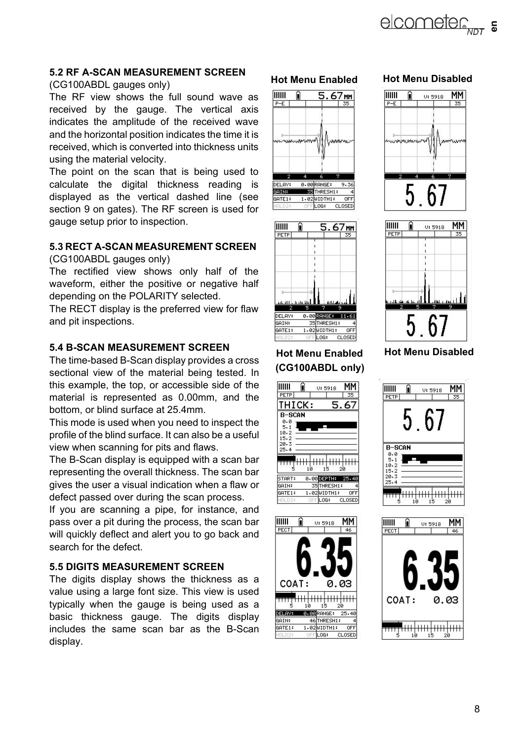### 5.2 RF A-SCAN MEASUREMENT SCREEN

(CG100ABDL gauges only)

The RF view shows the full sound wave as received by the gauge. The vertical axis indicates the amplitude of the received wave and the horizontal position indicates the time it is received, which is converted into thickness units using the material velocity.

The point on the scan that is being used to calculate the digital thickness reading is displayed as the vertical dashed line (see section 9 on gates). The RF screen is used for gauge setup prior to inspection.

### 5.3 RECT A-SCAN MEASUREMENT SCREEN

(CG100ABDL gauges only)

The rectified view shows only half of the waveform, either the positive or negative half depending on the POLARITY selected.

The RECT display is the preferred view for flaw and pit inspections.

### 5.4 B-SCAN MEASUREMENT SCREEN

The time-based B-Scan display provides a cross sectional view of the material being tested. In this example, the top, or accessible side of the material is represented as 0.00mm, and the bottom, or blind surface at 25.4mm.

This mode is used when you need to inspect the profile of the blind surface. It can also be a useful view when scanning for pits and flaws.

The B-Scan display is equipped with a scan bar representing the overall thickness. The scan bar gives the user a visual indication when a flaw or defect passed over during the scan process.

If you are scanning a pipe, for instance, and pass over a pit during the process, the scan bar will quickly deflect and alert you to go back and search for the defect.

### 5.5 DIGITS MEASUREMENT SCREEN

The digits display shows the thickness as a value using a large font size. This view is used typically when the gauge is being used as a basic thickness gauge. The digits display includes the same scan bar as the B-Scan display.

**Hot Menu Enabled** | **Hot Menu Disabled**

**Hot Menu Enabled (CG100ABDL only)** | **Hot Menu Disabled**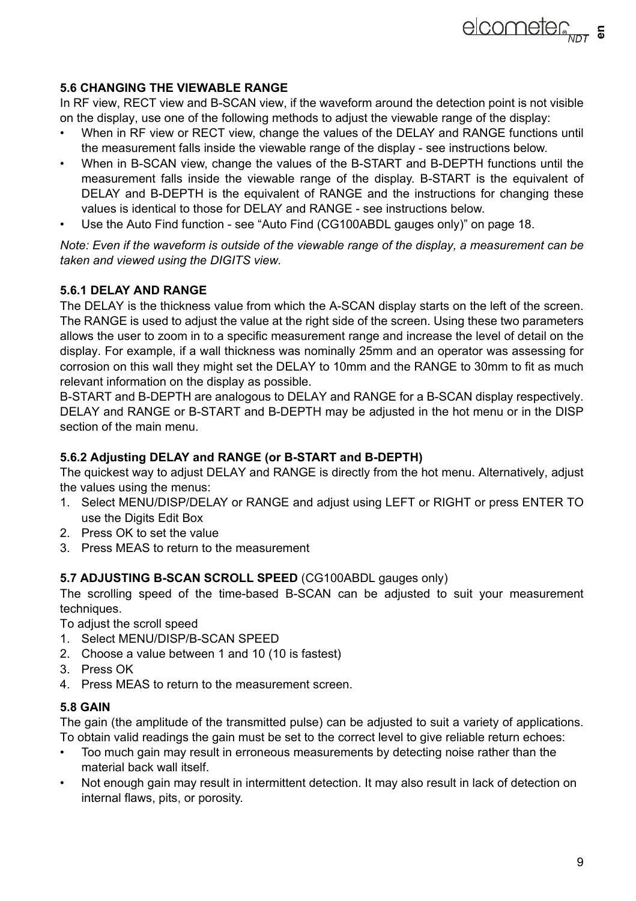### 5.6 CHANGING THE VIEWABLE RANGE

In RF view, RECT view and B-SCAN view, if the waveform around the detection point is not visible on the display, use one of the following methods to adjust the viewable range of the display:

- When in RF view or RECT view, change the values of the DELAY and RANGE functions until the measurement falls inside the viewable range of the display - see instructions below.
- When in B-SCAN view, change the values of the B-START and B-DEPTH functions until the measurement falls inside the viewable range of the display. B-START is the equivalent of DELAY and B-DEPTH is the equivalent of RANGE and the instructions for changing these values is identical to those for DELAY and RANGE - see instructions below.
- Use the Auto Find function - see “Auto Find (CG100ABDL gauges only)” on page 18.

*Note: Even if the waveform is outside of the viewable range of the display, a measurement can be taken and viewed using the DIGITS view.*

#### 5.6.1 DELAY AND RANGE

The DELAY is the thickness value from which the A-SCAN display starts on the left of the screen. The RANGE is used to adjust the value at the right side of the screen. Using these two parameters allows the user to zoom in to a specific measurement range and increase the level of detail on the display. For example, if a wall thickness was nominally 25mm and an operator was assessing for corrosion on this wall they might set the DELAY to 10mm and the RANGE to 30mm to fit as much relevant information on the display as possible.

B-START and B-DEPTH are analogous to DELAY and RANGE for a B-SCAN display respectively. DELAY and RANGE or B-START and B-DEPTH may be adjusted in the hot menu or in the DISP section of the main menu.

#### 5.6.2 Adjusting DELAY and RANGE (or B-START and B-DEPTH)

The quickest way to adjust DELAY and RANGE is directly from the hot menu. Alternatively, adjust the values using the menus:

1. Select MENU/DISP/DELAY or RANGE and adjust using LEFT or RIGHT or press ENTER TO use the Digits Edit Box
2. Press OK to set the value
3. Press MEAS to return to the measurement

### 5.7 ADJUSTING B-SCAN SCROLL SPEED (CG100ABDL gauges only)

The scrolling speed of the time-based B-SCAN can be adjusted to suit your measurement techniques.

To adjust the scroll speed

1. Select MENU/DISP/B-SCAN SPEED
2. Choose a value between 1 and 10 (10 is fastest)
3. Press OK
4. Press MEAS to return to the measurement screen.

### 5.8 GAIN

The gain (the amplitude of the transmitted pulse) can be adjusted to suit a variety of applications. To obtain valid readings the gain must be set to the correct level to give reliable return echoes:

- Too much gain may result in erroneous measurements by detecting noise rather than the material back wall itself.
- Not enough gain may result in intermittent detection. It may also result in lack of detection on internal flaws, pits, or porosity.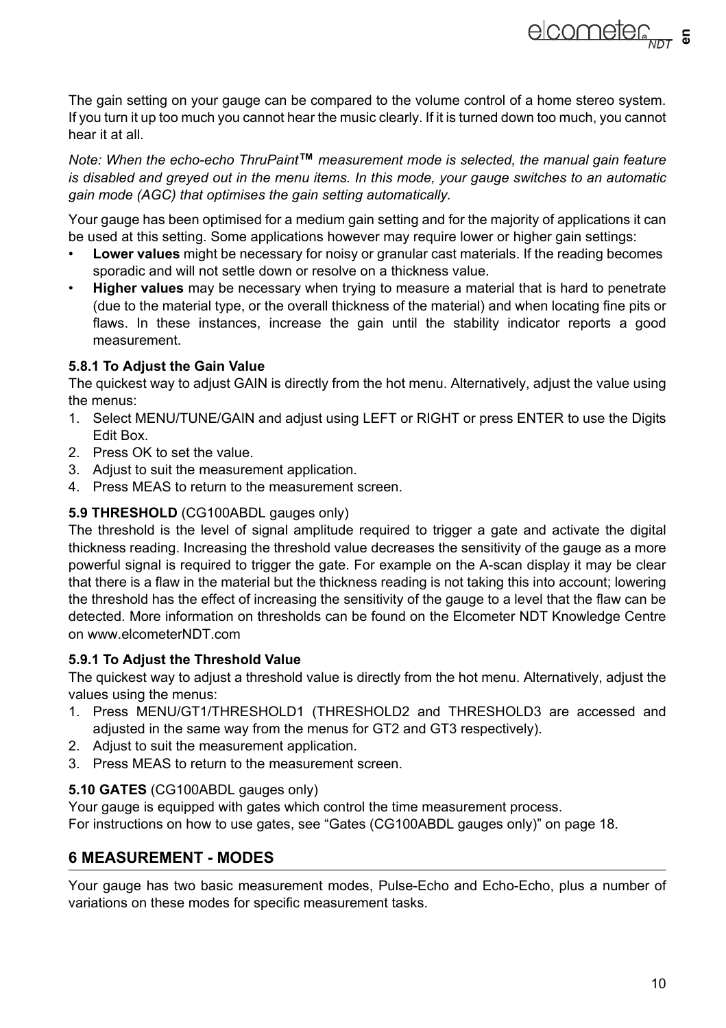The gain setting on your gauge can be compared to the volume control of a home stereo system. If you turn it up too much you cannot hear the music clearly. If it is turned down too much, you cannot hear it at all.

*Note: When the echo-echo ThruPaint™ measurement mode is selected, the manual gain feature is disabled and greyed out in the menu items. In this mode, your gauge switches to an automatic gain mode (AGC) that optimises the gain setting automatically.*

Your gauge has been optimised for a medium gain setting and for the majority of applications it can be used at this setting. Some applications however may require lower or higher gain settings:

- **Lower values** might be necessary for noisy or granular cast materials. If the reading becomes sporadic and will not settle down or resolve on a thickness value.
- **Higher values** may be necessary when trying to measure a material that is hard to penetrate (due to the material type, or the overall thickness of the material) and when locating fine pits or flaws. In these instances, increase the gain until the stability indicator reports a good measurement.

#### 5.8.1 To Adjust the Gain Value

The quickest way to adjust GAIN is directly from the hot menu. Alternatively, adjust the value using the menus:

1. Select MENU/TUNE/GAIN and adjust using LEFT or RIGHT or press ENTER to use the Digits Edit Box.
2. Press OK to set the value.
3. Adjust to suit the measurement application.
4. Press MEAS to return to the measurement screen.

### 5.9 THRESHOLD (CG100ABDL gauges only)

The threshold is the level of signal amplitude required to trigger a gate and activate the digital thickness reading. Increasing the threshold value decreases the sensitivity of the gauge as a more powerful signal is required to trigger the gate. For example on the A-scan display it may be clear that there is a flaw in the material but the thickness reading is not taking this into account; lowering the threshold has the effect of increasing the sensitivity of the gauge to a level that the flaw can be detected. More information on thresholds can be found on the Elcometer NDT Knowledge Centre on www.elcometerNDT.com

#### 5.9.1 To Adjust the Threshold Value

The quickest way to adjust a threshold value is directly from the hot menu. Alternatively, adjust the values using the menus:

1. Press MENU/GT1/THRESHOLD1 (THRESHOLD2 and THRESHOLD3 are accessed and adjusted in the same way from the menus for GT2 and GT3 respectively).
2. Adjust to suit the measurement application.
3. Press MEAS to return to the measurement screen.

### 5.10 GATES (CG100ABDL gauges only)

Your gauge is equipped with gates which control the time measurement process.
For instructions on how to use gates, see “Gates (CG100ABDL gauges only)” on page 18.

## 6 MEASUREMENT - MODES

Your gauge has two basic measurement modes, Pulse-Echo and Echo-Echo, plus a number of variations on these modes for specific measurement tasks.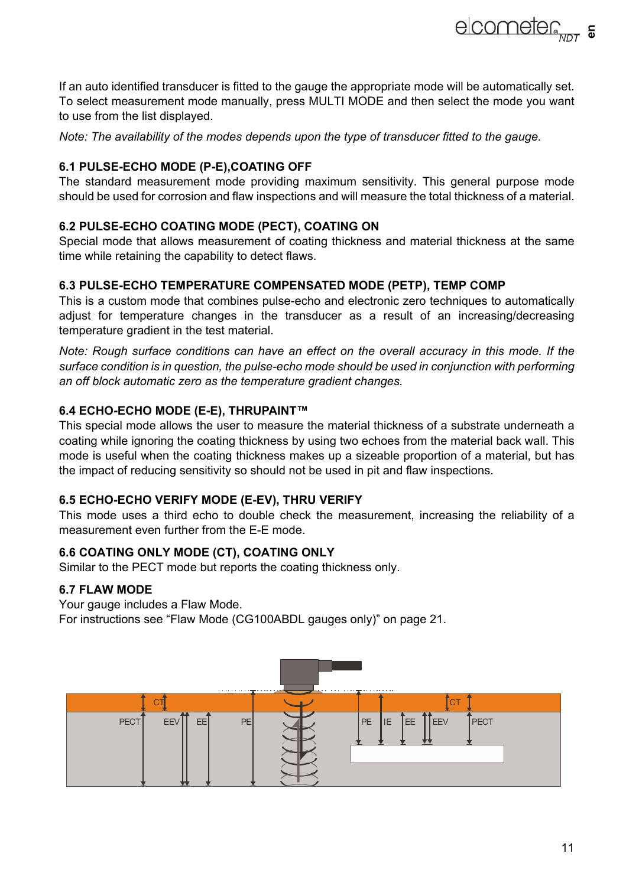If an auto identified transducer is fitted to the gauge the appropriate mode will be automatically set. To select measurement mode manually, press MULTI MODE and then select the mode you want to use from the list displayed.

*Note: The availability of the modes depends upon the type of transducer fitted to the gauge.*

### 6.1 PULSE-ECHO MODE (P-E),COATING OFF

The standard measurement mode providing maximum sensitivity. This general purpose mode should be used for corrosion and flaw inspections and will measure the total thickness of a material.

### 6.2 PULSE-ECHO COATING MODE (PECT), COATING ON

Special mode that allows measurement of coating thickness and material thickness at the same time while retaining the capability to detect flaws.

### 6.3 PULSE-ECHO TEMPERATURE COMPENSATED MODE (PETP), TEMP COMP

This is a custom mode that combines pulse-echo and electronic zero techniques to automatically adjust for temperature changes in the transducer as a result of an increasing/decreasing temperature gradient in the test material.

*Note: Rough surface conditions can have an effect on the overall accuracy in this mode. If the surface condition is in question, the pulse-echo mode should be used in conjunction with performing an off block automatic zero as the temperature gradient changes.*

### 6.4 ECHO-ECHO MODE (E-E), THRUPAINT™

This special mode allows the user to measure the material thickness of a substrate underneath a coating while ignoring the coating thickness by using two echoes from the material back wall. This mode is useful when the coating thickness makes up a sizeable proportion of a material, but has the impact of reducing sensitivity so should not be used in pit and flaw inspections.

### 6.5 ECHO-ECHO VERIFY MODE (E-EV), THRU VERIFY

This mode uses a third echo to double check the measurement, increasing the reliability of a measurement even further from the E-E mode.

### 6.6 COATING ONLY MODE (CT), COATING ONLY

Similar to the PECT mode but reports the coating thickness only.

### 6.7 FLAW MODE

Your gauge includes a Flaw Mode.
For instructions see “Flaw Mode (CG100ABDL gauges only)” on page 21.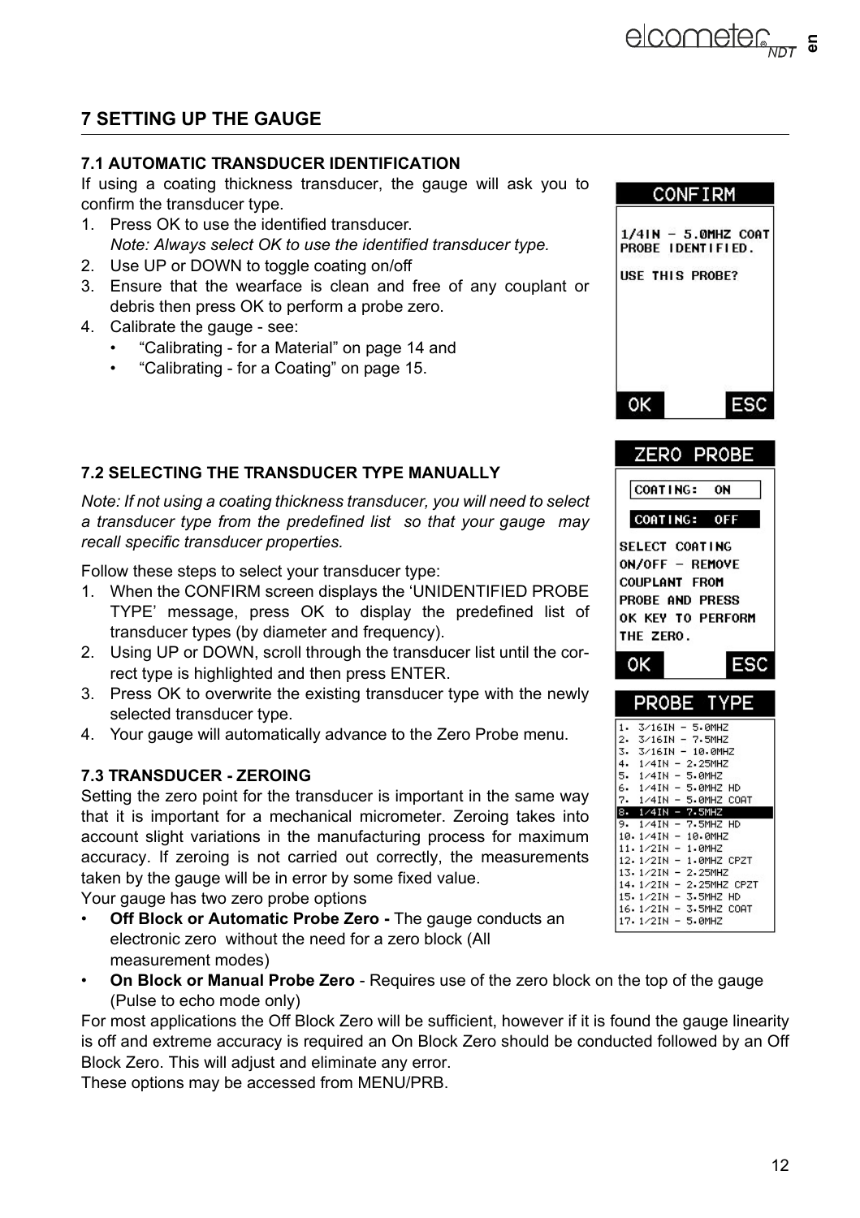# 7 SETTING UP THE GAUGE

## 7.1 AUTOMATIC TRANSDUCER IDENTIFICATION

If using a coating thickness transducer, the gauge will ask you to confirm the transducer type.

1. Press OK to use the identified transducer.
   *Note: Always select OK to use the identified transducer type.*
2. Use UP or DOWN to toggle coating on/off
3. Ensure that the wearface is clean and free of any couplant or debris then press OK to perform a probe zero.
4. Calibrate the gauge - see:
   - "Calibrating - for a Material" on page 14 and
   - "Calibrating - for a Coating" on page 15.

CONFIRM

1/4IN - 5.0MHZ COAT PROBE IDENTIFIED.

USE THIS PROBE?

OK ESC

## 7.2 SELECTING THE TRANSDUCER TYPE MANUALLY

*Note: If not using a coating thickness transducer, you will need to select a transducer type from the predefined list so that your gauge may recall specific transducer properties.*

Follow these steps to select your transducer type:

1. When the CONFIRM screen displays the 'UNIDENTIFIED PROBE TYPE' message, press OK to display the predefined list of transducer types (by diameter and frequency).
2. Using UP or DOWN, scroll through the transducer list until the correct type is highlighted and then press ENTER.
3. Press OK to overwrite the existing transducer type with the newly selected transducer type.
4. Your gauge will automatically advance to the Zero Probe menu.

ZERO PROBE

COATING: ON

COATING: OFF

SELECT COATING ON/OFF - REMOVE COUPLANT FROM PROBE AND PRESS OK KEY TO PERFORM THE ZERO.

OK ESC

PROBE TYPE

1. 3/16IN - 5.0MHZ
2. 3/16IN - 7.5MHZ
3. 3/16IN - 10.0MHZ
4. 1/4IN - 2.25MHZ
5. 1/4IN - 5.0MHZ
6. 1/4IN - 5.0MHZ HD
7. 1/4IN - 5.0MHZ COAT
8. 1/4IN - 7.5MHZ
9. 1/4IN - 7.5MHZ HD
10. 1/4IN - 10.0MHZ
11. 1/2IN - 1.0MHZ
12. 1/2IN - 1.0MHZ CPZT
13. 1/2IN - 2.25MHZ
14. 1/2IN - 2.25MHZ CPZT
15. 1/2IN - 3.5MHZ HD
16. 1/2IN - 3.5MHZ COAT
17. 1/2IN - 5.0MHZ

## 7.3 TRANSDUCER - ZEROING

Setting the zero point for the transducer is important in the same way that it is important for a mechanical micrometer. Zeroing takes into account slight variations in the manufacturing process for maximum accuracy. If zeroing is not carried out correctly, the measurements taken by the gauge will be in error by some fixed value.

Your gauge has two zero probe options

- **Off Block or Automatic Probe Zero -** The gauge conducts an electronic zero without the need for a zero block (All measurement modes)
- **On Block or Manual Probe Zero** - Requires use of the zero block on the top of the gauge (Pulse to echo mode only)

For most applications the Off Block Zero will be sufficient, however if it is found the gauge linearity is off and extreme accuracy is required an On Block Zero should be conducted followed by an Off Block Zero. This will adjust and eliminate any error.

These options may be accessed from MENU/PRB.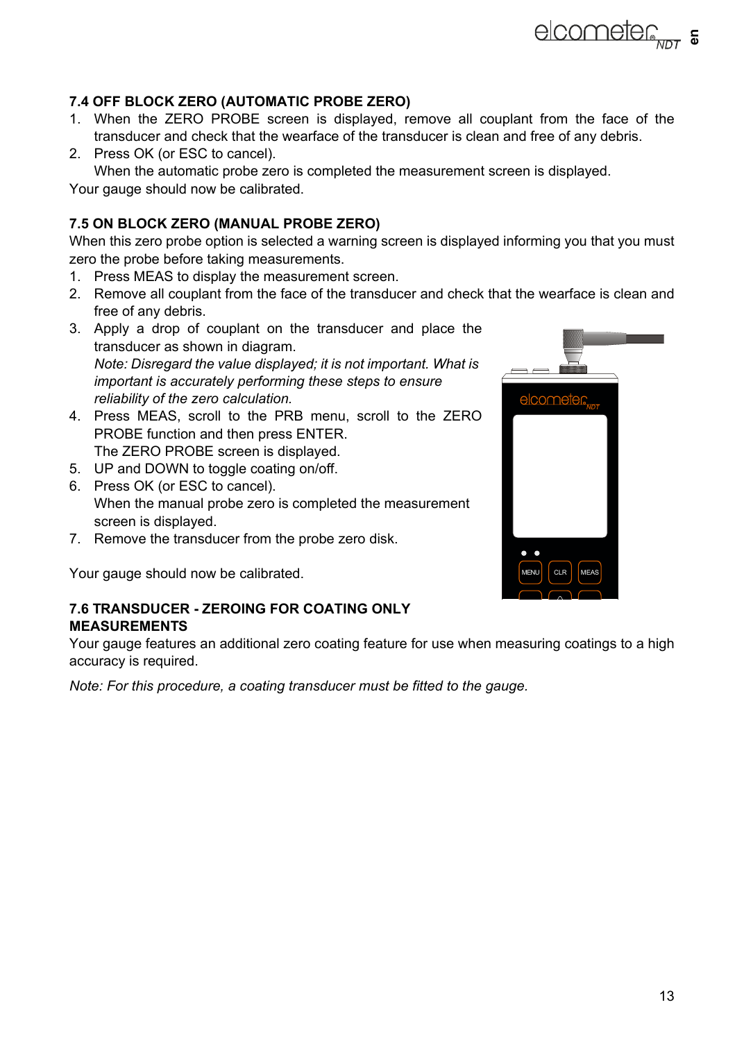### 7.4 OFF BLOCK ZERO (AUTOMATIC PROBE ZERO)

1. When the ZERO PROBE screen is displayed, remove all couplant from the face of the transducer and check that the wearface of the transducer is clean and free of any debris.
2. Press OK (or ESC to cancel).
   When the automatic probe zero is completed the measurement screen is displayed.

Your gauge should now be calibrated.

### 7.5 ON BLOCK ZERO (MANUAL PROBE ZERO)

When this zero probe option is selected a warning screen is displayed informing you that you must zero the probe before taking measurements.

1. Press MEAS to display the measurement screen.
2. Remove all couplant from the face of the transducer and check that the wearface is clean and free of any debris.
3. Apply a drop of couplant on the transducer and place the transducer as shown in diagram.
   *Note: Disregard the value displayed; it is not important. What is important is accurately performing these steps to ensure reliability of the zero calculation.*
4. Press MEAS, scroll to the PRB menu, scroll to the ZERO PROBE function and then press ENTER.
   The ZERO PROBE screen is displayed.
5. UP and DOWN to toggle coating on/off.
6. Press OK (or ESC to cancel).
   When the manual probe zero is completed the measurement screen is displayed.
7. Remove the transducer from the probe zero disk.

Your gauge should now be calibrated.

### 7.6 TRANSDUCER - ZEROING FOR COATING ONLY MEASUREMENTS

Your gauge features an additional zero coating feature for use when measuring coatings to a high accuracy is required.

*Note: For this procedure, a coating transducer must be fitted to the gauge.*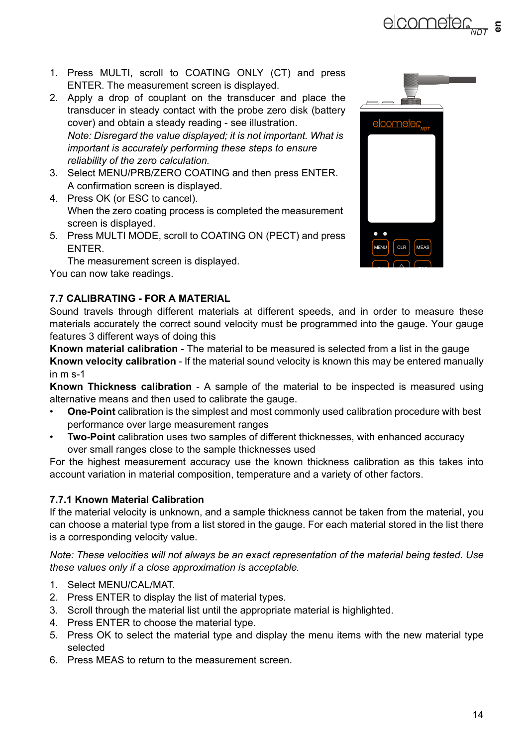1. Press MULTI, scroll to COATING ONLY (CT) and press ENTER. The measurement screen is displayed.
2. Apply a drop of couplant on the transducer and place the transducer in steady contact with the probe zero disk (battery cover) and obtain a steady reading - see illustration.
   *Note: Disregard the value displayed; it is not important. What is important is accurately performing these steps to ensure reliability of the zero calculation.*
3. Select MENU/PRB/ZERO COATING and then press ENTER. A confirmation screen is displayed.
4. Press OK (or ESC to cancel).
   When the zero coating process is completed the measurement screen is displayed.
5. Press MULTI MODE, scroll to COATING ON (PECT) and press ENTER.
   The measurement screen is displayed.

You can now take readings.

## 7.7 CALIBRATING - FOR A MATERIAL

Sound travels through different materials at different speeds, and in order to measure these materials accurately the correct sound velocity must be programmed into the gauge. Your gauge features 3 different ways of doing this

**Known material calibration** - The material to be measured is selected from a list in the gauge

**Known velocity calibration** - If the material sound velocity is known this may be entered manually in m s-1

**Known Thickness calibration** - A sample of the material to be inspected is measured using alternative means and then used to calibrate the gauge.

- **One-Point** calibration is the simplest and most commonly used calibration procedure with best performance over large measurement ranges
- **Two-Point** calibration uses two samples of different thicknesses, with enhanced accuracy over small ranges close to the sample thicknesses used

For the highest measurement accuracy use the known thickness calibration as this takes into account variation in material composition, temperature and a variety of other factors.

### 7.7.1 Known Material Calibration

If the material velocity is unknown, and a sample thickness cannot be taken from the material, you can choose a material type from a list stored in the gauge. For each material stored in the list there is a corresponding velocity value.

*Note: These velocities will not always be an exact representation of the material being tested. Use these values only if a close approximation is acceptable.*

1. Select MENU/CAL/MAT.
2. Press ENTER to display the list of material types.
3. Scroll through the material list until the appropriate material is highlighted.
4. Press ENTER to choose the material type.
5. Press OK to select the material type and display the menu items with the new material type selected
6. Press MEAS to return to the measurement screen.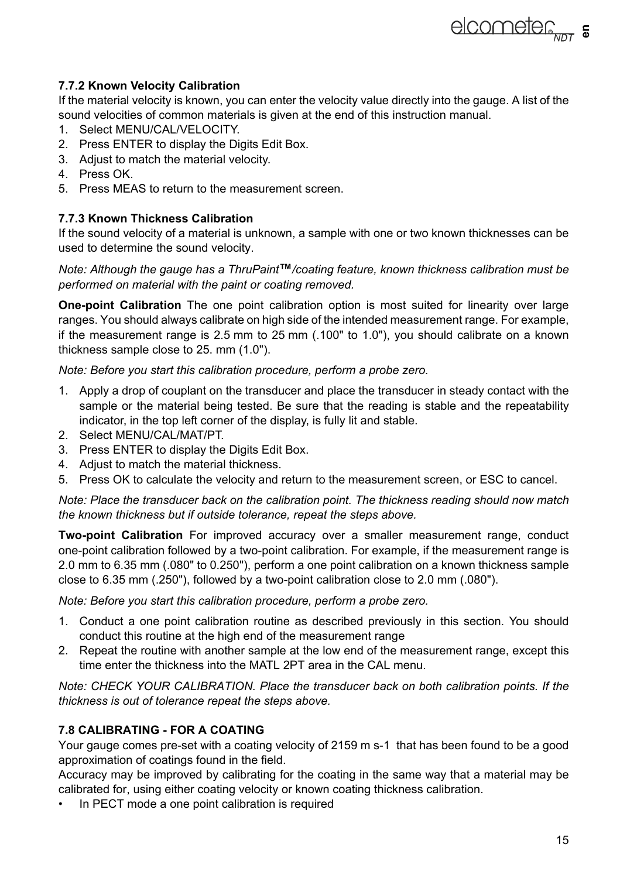### 7.7.2 Known Velocity Calibration

If the material velocity is known, you can enter the velocity value directly into the gauge. A list of the sound velocities of common materials is given at the end of this instruction manual.

1. Select MENU/CAL/VELOCITY.
2. Press ENTER to display the Digits Edit Box.
3. Adjust to match the material velocity.
4. Press OK.
5. Press MEAS to return to the measurement screen.

### 7.7.3 Known Thickness Calibration

If the sound velocity of a material is unknown, a sample with one or two known thicknesses can be used to determine the sound velocity.

*Note: Although the gauge has a ThruPaint™/coating feature, known thickness calibration must be performed on material with the paint or coating removed.*

**One-point Calibration** The one point calibration option is most suited for linearity over large ranges. You should always calibrate on high side of the intended measurement range. For example, if the measurement range is 2.5 mm to 25 mm (.100" to 1.0"), you should calibrate on a known thickness sample close to 25. mm (1.0").

*Note: Before you start this calibration procedure, perform a probe zero.*

1. Apply a drop of couplant on the transducer and place the transducer in steady contact with the sample or the material being tested. Be sure that the reading is stable and the repeatability indicator, in the top left corner of the display, is fully lit and stable.
2. Select MENU/CAL/MAT/PT.
3. Press ENTER to display the Digits Edit Box.
4. Adjust to match the material thickness.
5. Press OK to calculate the velocity and return to the measurement screen, or ESC to cancel.

*Note: Place the transducer back on the calibration point. The thickness reading should now match the known thickness but if outside tolerance, repeat the steps above.*

**Two-point Calibration** For improved accuracy over a smaller measurement range, conduct one-point calibration followed by a two-point calibration. For example, if the measurement range is 2.0 mm to 6.35 mm (.080" to 0.250"), perform a one point calibration on a known thickness sample close to 6.35 mm (.250"), followed by a two-point calibration close to 2.0 mm (.080").

*Note: Before you start this calibration procedure, perform a probe zero.*

1. Conduct a one point calibration routine as described previously in this section. You should conduct this routine at the high end of the measurement range
2. Repeat the routine with another sample at the low end of the measurement range, except this time enter the thickness into the MATL 2PT area in the CAL menu.

*Note: CHECK YOUR CALIBRATION. Place the transducer back on both calibration points. If the thickness is out of tolerance repeat the steps above.*

### 7.8 CALIBRATING - FOR A COATING

Your gauge comes pre-set with a coating velocity of 2159 m s-1 that has been found to be a good approximation of coatings found in the field.

Accuracy may be improved by calibrating for the coating in the same way that a material may be calibrated for, using either coating velocity or known coating thickness calibration.

- In PECT mode a one point calibration is required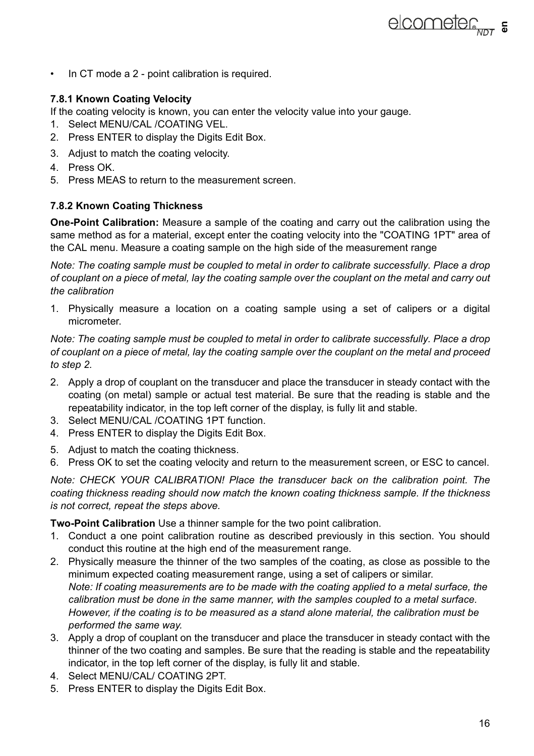- In CT mode a 2 - point calibration is required.

### 7.8.1 Known Coating Velocity

If the coating velocity is known, you can enter the velocity value into your gauge.

1. Select MENU/CAL /COATING VEL.
2. Press ENTER to display the Digits Edit Box.
3. Adjust to match the coating velocity.
4. Press OK.
5. Press MEAS to return to the measurement screen.

### 7.8.2 Known Coating Thickness

**One-Point Calibration:** Measure a sample of the coating and carry out the calibration using the same method as for a material, except enter the coating velocity into the "COATING 1PT" area of the CAL menu. Measure a coating sample on the high side of the measurement range

*Note: The coating sample must be coupled to metal in order to calibrate successfully. Place a drop of couplant on a piece of metal, lay the coating sample over the couplant on the metal and carry out the calibration*

1. Physically measure a location on a coating sample using a set of calipers or a digital micrometer.

*Note: The coating sample must be coupled to metal in order to calibrate successfully. Place a drop of couplant on a piece of metal, lay the coating sample over the couplant on the metal and proceed to step 2.*

2. Apply a drop of couplant on the transducer and place the transducer in steady contact with the coating (on metal) sample or actual test material. Be sure that the reading is stable and the repeatability indicator, in the top left corner of the display, is fully lit and stable.
3. Select MENU/CAL /COATING 1PT function.
4. Press ENTER to display the Digits Edit Box.
5. Adjust to match the coating thickness.
6. Press OK to set the coating velocity and return to the measurement screen, or ESC to cancel.

*Note: CHECK YOUR CALIBRATION! Place the transducer back on the calibration point. The coating thickness reading should now match the known coating thickness sample. If the thickness is not correct, repeat the steps above.*

**Two-Point Calibration** Use a thinner sample for the two point calibration.

1. Conduct a one point calibration routine as described previously in this section. You should conduct this routine at the high end of the measurement range.
2. Physically measure the thinner of the two samples of the coating, as close as possible to the minimum expected coating measurement range, using a set of calipers or similar.
   *Note: If coating measurements are to be made with the coating applied to a metal surface, the calibration must be done in the same manner, with the samples coupled to a metal surface. However, if the coating is to be measured as a stand alone material, the calibration must be performed the same way.*
3. Apply a drop of couplant on the transducer and place the transducer in steady contact with the thinner of the two coating and samples. Be sure that the reading is stable and the repeatability indicator, in the top left corner of the display, is fully lit and stable.
4. Select MENU/CAL/ COATING 2PT.
5. Press ENTER to display the Digits Edit Box.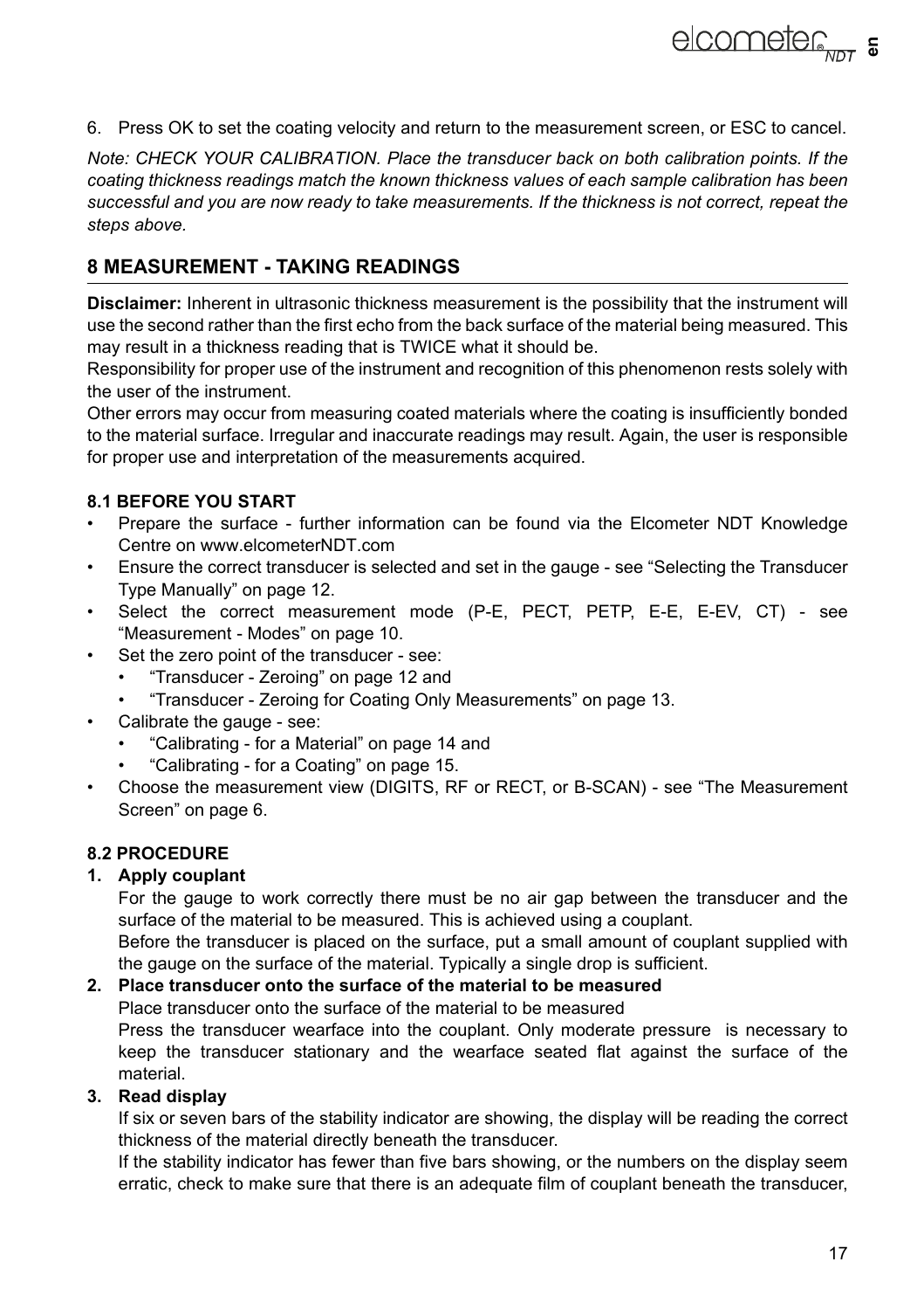6. Press OK to set the coating velocity and return to the measurement screen, or ESC to cancel.

*Note: CHECK YOUR CALIBRATION. Place the transducer back on both calibration points. If the coating thickness readings match the known thickness values of each sample calibration has been successful and you are now ready to take measurements. If the thickness is not correct, repeat the steps above.*

## 8 MEASUREMENT - TAKING READINGS

**Disclaimer:** Inherent in ultrasonic thickness measurement is the possibility that the instrument will use the second rather than the first echo from the back surface of the material being measured. This may result in a thickness reading that is TWICE what it should be.

Responsibility for proper use of the instrument and recognition of this phenomenon rests solely with the user of the instrument.

Other errors may occur from measuring coated materials where the coating is insufficiently bonded to the material surface. Irregular and inaccurate readings may result. Again, the user is responsible for proper use and interpretation of the measurements acquired.

### 8.1 BEFORE YOU START

- Prepare the surface - further information can be found via the Elcometer NDT Knowledge Centre on www.elcometerNDT.com
- Ensure the correct transducer is selected and set in the gauge - see "Selecting the Transducer Type Manually" on page 12.
- Select the correct measurement mode (P-E, PECT, PETP, E-E, E-EV, CT) - see "Measurement - Modes" on page 10.
- Set the zero point of the transducer - see:
  - "Transducer - Zeroing" on page 12 and
  - "Transducer - Zeroing for Coating Only Measurements" on page 13.
- Calibrate the gauge - see:
  - "Calibrating - for a Material" on page 14 and
  - "Calibrating - for a Coating" on page 15.
- Choose the measurement view (DIGITS, RF or RECT, or B-SCAN) - see "The Measurement Screen" on page 6.

### 8.2 PROCEDURE

1. **Apply couplant**

   For the gauge to work correctly there must be no air gap between the transducer and the surface of the material to be measured. This is achieved using a couplant.

   Before the transducer is placed on the surface, put a small amount of couplant supplied with the gauge on the surface of the material. Typically a single drop is sufficient.

2. **Place transducer onto the surface of the material to be measured**

   Place transducer onto the surface of the material to be measured

   Press the transducer wearface into the couplant. Only moderate pressure is necessary to keep the transducer stationary and the wearface seated flat against the surface of the material.

3. **Read display**

   If six or seven bars of the stability indicator are showing, the display will be reading the correct thickness of the material directly beneath the transducer.

   If the stability indicator has fewer than five bars showing, or the numbers on the display seem erratic, check to make sure that there is an adequate film of couplant beneath the transducer,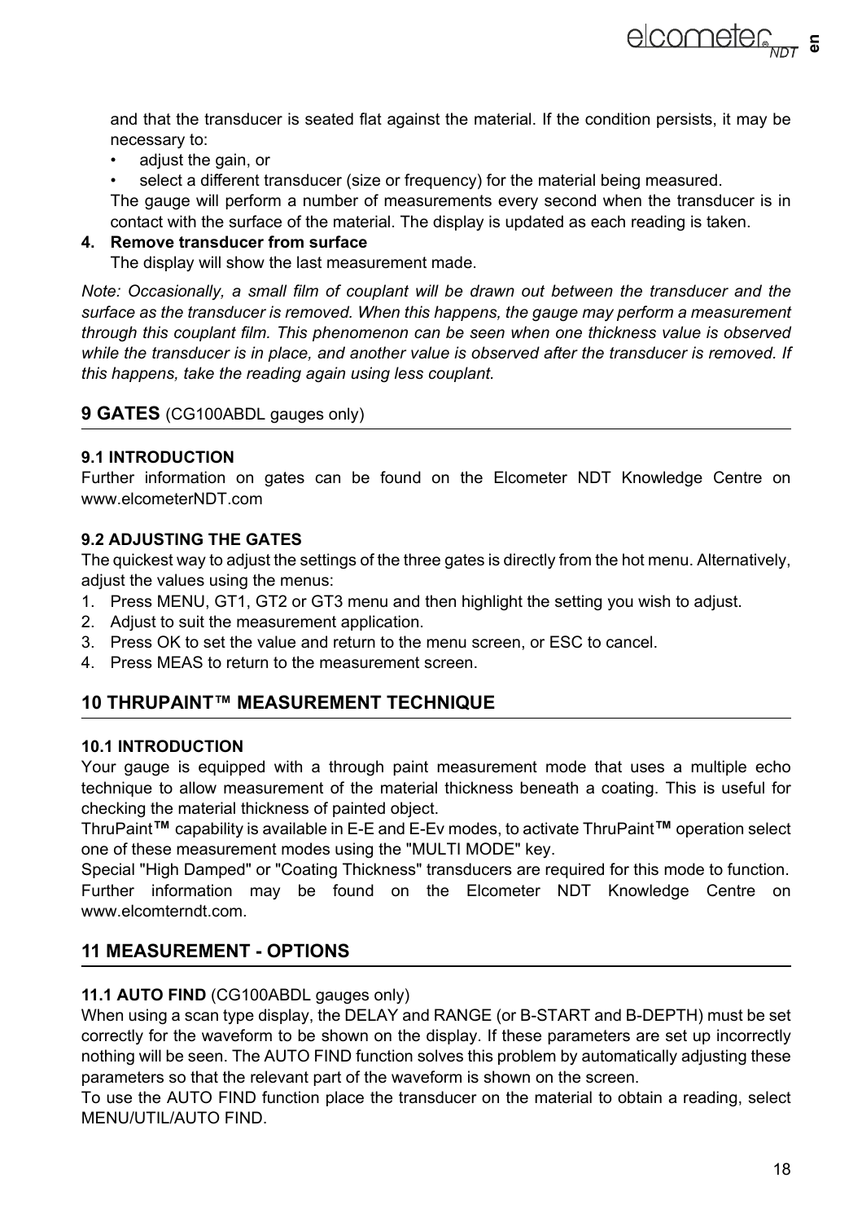and that the transducer is seated flat against the material. If the condition persists, it may be necessary to:

- adjust the gain, or
- select a different transducer (size or frequency) for the material being measured.

The gauge will perform a number of measurements every second when the transducer is in contact with the surface of the material. The display is updated as each reading is taken.

**4. Remove transducer from surface**

The display will show the last measurement made.

*Note: Occasionally, a small film of couplant will be drawn out between the transducer and the surface as the transducer is removed. When this happens, the gauge may perform a measurement through this couplant film. This phenomenon can be seen when one thickness value is observed while the transducer is in place, and another value is observed after the transducer is removed. If this happens, take the reading again using less couplant.*

## 9 GATES (CG100ABDL gauges only)

### 9.1 INTRODUCTION

Further information on gates can be found on the Elcometer NDT Knowledge Centre on www.elcometerNDT.com

### 9.2 ADJUSTING THE GATES

The quickest way to adjust the settings of the three gates is directly from the hot menu. Alternatively, adjust the values using the menus:

1. Press MENU, GT1, GT2 or GT3 menu and then highlight the setting you wish to adjust.
2. Adjust to suit the measurement application.
3. Press OK to set the value and return to the menu screen, or ESC to cancel.
4. Press MEAS to return to the measurement screen.

## 10 THRUPAINT™ MEASUREMENT TECHNIQUE

### 10.1 INTRODUCTION

Your gauge is equipped with a through paint measurement mode that uses a multiple echo technique to allow measurement of the material thickness beneath a coating. This is useful for checking the material thickness of painted object.

ThruPaint**™** capability is available in E-E and E-Ev modes, to activate ThruPaint**™** operation select one of these measurement modes using the "MULTI MODE" key.

Special "High Damped" or "Coating Thickness" transducers are required for this mode to function.

Further information may be found on the Elcometer NDT Knowledge Centre on www.elcomterndt.com.

## 11 MEASUREMENT - OPTIONS

### 11.1 AUTO FIND (CG100ABDL gauges only)

When using a scan type display, the DELAY and RANGE (or B-START and B-DEPTH) must be set correctly for the waveform to be shown on the display. If these parameters are set up incorrectly nothing will be seen. The AUTO FIND function solves this problem by automatically adjusting these parameters so that the relevant part of the waveform is shown on the screen.

To use the AUTO FIND function place the transducer on the material to obtain a reading, select MENU/UTIL/AUTO FIND.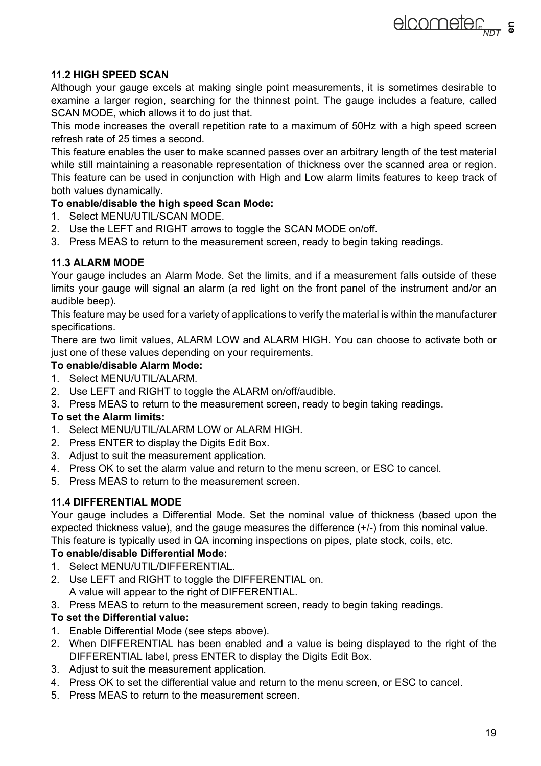### 11.2 HIGH SPEED SCAN

Although your gauge excels at making single point measurements, it is sometimes desirable to examine a larger region, searching for the thinnest point. The gauge includes a feature, called SCAN MODE, which allows it to do just that.

This mode increases the overall repetition rate to a maximum of 50Hz with a high speed screen refresh rate of 25 times a second.

This feature enables the user to make scanned passes over an arbitrary length of the test material while still maintaining a reasonable representation of thickness over the scanned area or region. This feature can be used in conjunction with High and Low alarm limits features to keep track of both values dynamically.

**To enable/disable the high speed Scan Mode:**

1. Select MENU/UTIL/SCAN MODE.
2. Use the LEFT and RIGHT arrows to toggle the SCAN MODE on/off.
3. Press MEAS to return to the measurement screen, ready to begin taking readings.

### 11.3 ALARM MODE

Your gauge includes an Alarm Mode. Set the limits, and if a measurement falls outside of these limits your gauge will signal an alarm (a red light on the front panel of the instrument and/or an audible beep).

This feature may be used for a variety of applications to verify the material is within the manufacturer specifications.

There are two limit values, ALARM LOW and ALARM HIGH. You can choose to activate both or just one of these values depending on your requirements.

**To enable/disable Alarm Mode:**

1. Select MENU/UTIL/ALARM.
2. Use LEFT and RIGHT to toggle the ALARM on/off/audible.
3. Press MEAS to return to the measurement screen, ready to begin taking readings.

**To set the Alarm limits:**

1. Select MENU/UTIL/ALARM LOW or ALARM HIGH.
2. Press ENTER to display the Digits Edit Box.
3. Adjust to suit the measurement application.
4. Press OK to set the alarm value and return to the menu screen, or ESC to cancel.
5. Press MEAS to return to the measurement screen.

### 11.4 DIFFERENTIAL MODE

Your gauge includes a Differential Mode. Set the nominal value of thickness (based upon the expected thickness value), and the gauge measures the difference (+/-) from this nominal value.

This feature is typically used in QA incoming inspections on pipes, plate stock, coils, etc.

**To enable/disable Differential Mode:**

1. Select MENU/UTIL/DIFFERENTIAL.
2. Use LEFT and RIGHT to toggle the DIFFERENTIAL on.
   A value will appear to the right of DIFFERENTIAL.
3. Press MEAS to return to the measurement screen, ready to begin taking readings.

**To set the Differential value:**

1. Enable Differential Mode (see steps above).
2. When DIFFERENTIAL has been enabled and a value is being displayed to the right of the DIFFERENTIAL label, press ENTER to display the Digits Edit Box.
3. Adjust to suit the measurement application.
4. Press OK to set the differential value and return to the menu screen, or ESC to cancel.
5. Press MEAS to return to the measurement screen.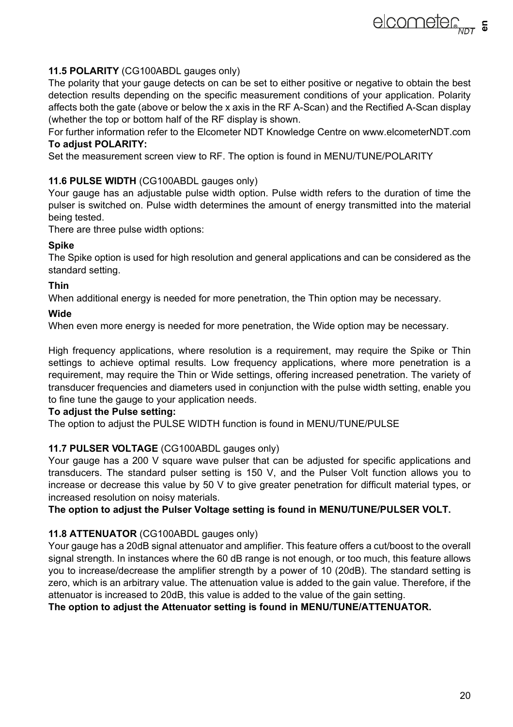**11.5 POLARITY** (CG100ABDL gauges only)

The polarity that your gauge detects on can be set to either positive or negative to obtain the best detection results depending on the specific measurement conditions of your application. Polarity affects both the gate (above or below the x axis in the RF A-Scan) and the Rectified A-Scan display (whether the top or bottom half of the RF display is shown.

For further information refer to the Elcometer NDT Knowledge Centre on www.elcometerNDT.com

**To adjust POLARITY:**

Set the measurement screen view to RF. The option is found in MENU/TUNE/POLARITY

**11.6 PULSE WIDTH** (CG100ABDL gauges only)

Your gauge has an adjustable pulse width option. Pulse width refers to the duration of time the pulser is switched on. Pulse width determines the amount of energy transmitted into the material being tested.

There are three pulse width options:

**Spike**

The Spike option is used for high resolution and general applications and can be considered as the standard setting.

**Thin**

When additional energy is needed for more penetration, the Thin option may be necessary.

**Wide**

When even more energy is needed for more penetration, the Wide option may be necessary.

High frequency applications, where resolution is a requirement, may require the Spike or Thin settings to achieve optimal results. Low frequency applications, where more penetration is a requirement, may require the Thin or Wide settings, offering increased penetration. The variety of transducer frequencies and diameters used in conjunction with the pulse width setting, enable you to fine tune the gauge to your application needs.

**To adjust the Pulse setting:**

The option to adjust the PULSE WIDTH function is found in MENU/TUNE/PULSE

**11.7 PULSER VOLTAGE** (CG100ABDL gauges only)

Your gauge has a 200 V square wave pulser that can be adjusted for specific applications and transducers. The standard pulser setting is 150 V, and the Pulser Volt function allows you to increase or decrease this value by 50 V to give greater penetration for difficult material types, or increased resolution on noisy materials.

**The option to adjust the Pulser Voltage setting is found in MENU/TUNE/PULSER VOLT.**

**11.8 ATTENUATOR** (CG100ABDL gauges only)

Your gauge has a 20dB signal attenuator and amplifier. This feature offers a cut/boost to the overall signal strength. In instances where the 60 dB range is not enough, or too much, this feature allows you to increase/decrease the amplifier strength by a power of 10 (20dB). The standard setting is zero, which is an arbitrary value. The attenuation value is added to the gain value. Therefore, if the attenuator is increased to 20dB, this value is added to the value of the gain setting.

**The option to adjust the Attenuator setting is found in MENU/TUNE/ATTENUATOR.**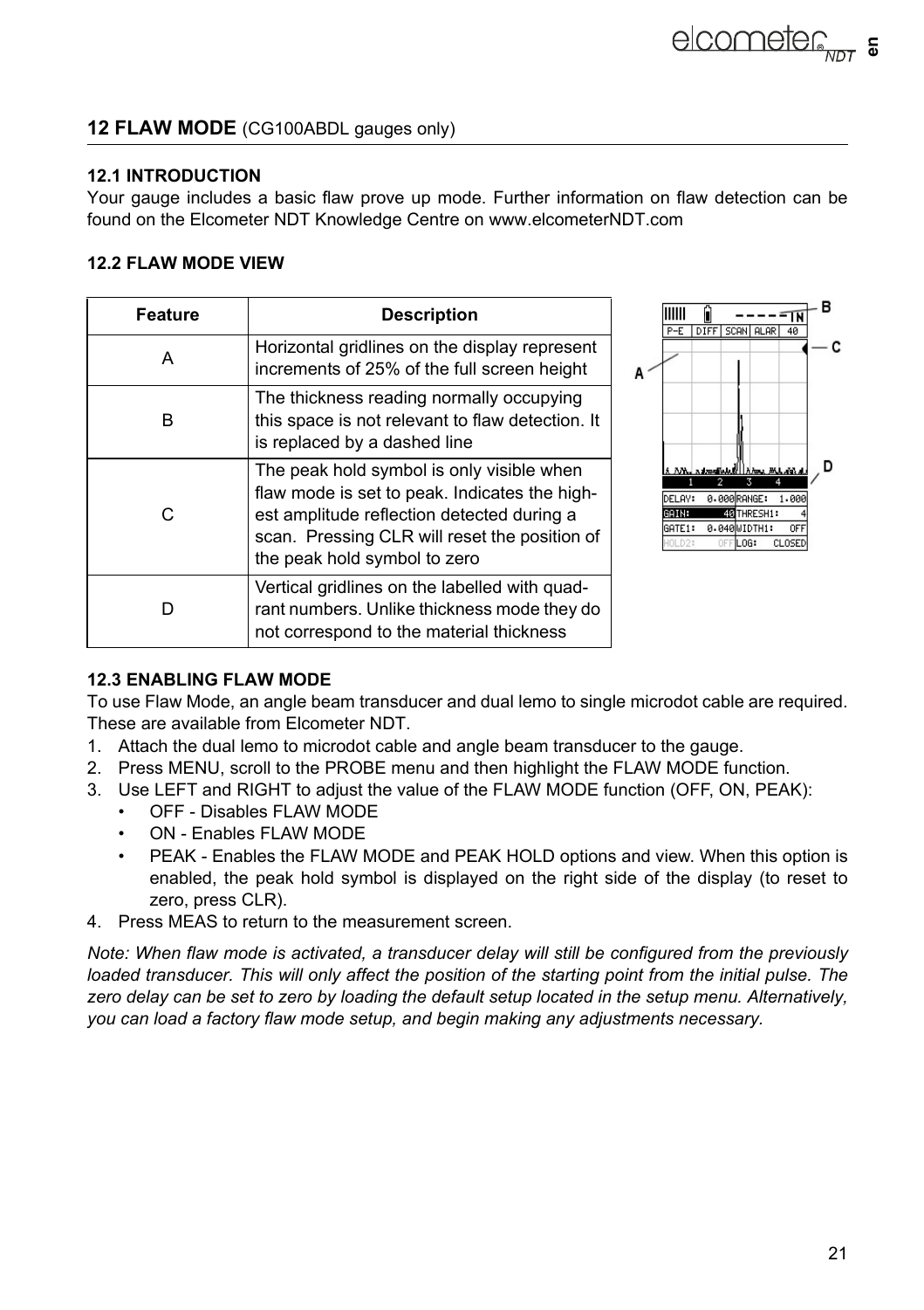## 12 FLAW MODE (CG100ABDL gauges only)

### 12.1 INTRODUCTION

Your gauge includes a basic flaw prove up mode. Further information on flaw detection can be found on the Elcometer NDT Knowledge Centre on www.elcometerNDT.com

### 12.2 FLAW MODE VIEW

| Feature | Description |
|---|---|
| A | Horizontal gridlines on the display represent increments of 25% of the full screen height |
| B | The thickness reading normally occupying this space is not relevant to flaw detection. It is replaced by a dashed line |
| C | The peak hold symbol is only visible when flaw mode is set to peak. Indicates the highest amplitude reflection detected during a scan. Pressing CLR will reset the position of the peak hold symbol to zero |
| D | Vertical gridlines on the labelled with quadrant numbers. Unlike thickness mode they do not correspond to the material thickness |

### 12.3 ENABLING FLAW MODE

To use Flaw Mode, an angle beam transducer and dual lemo to single microdot cable are required. These are available from Elcometer NDT.

1. Attach the dual lemo to microdot cable and angle beam transducer to the gauge.
2. Press MENU, scroll to the PROBE menu and then highlight the FLAW MODE function.
3. Use LEFT and RIGHT to adjust the value of the FLAW MODE function (OFF, ON, PEAK):
   - OFF - Disables FLAW MODE
   - ON - Enables FLAW MODE
   - PEAK - Enables the FLAW MODE and PEAK HOLD options and view. When this option is enabled, the peak hold symbol is displayed on the right side of the display (to reset to zero, press CLR).
4. Press MEAS to return to the measurement screen.

*Note: When flaw mode is activated, a transducer delay will still be configured from the previously loaded transducer. This will only affect the position of the starting point from the initial pulse. The zero delay can be set to zero by loading the default setup located in the setup menu. Alternatively, you can load a factory flaw mode setup, and begin making any adjustments necessary.*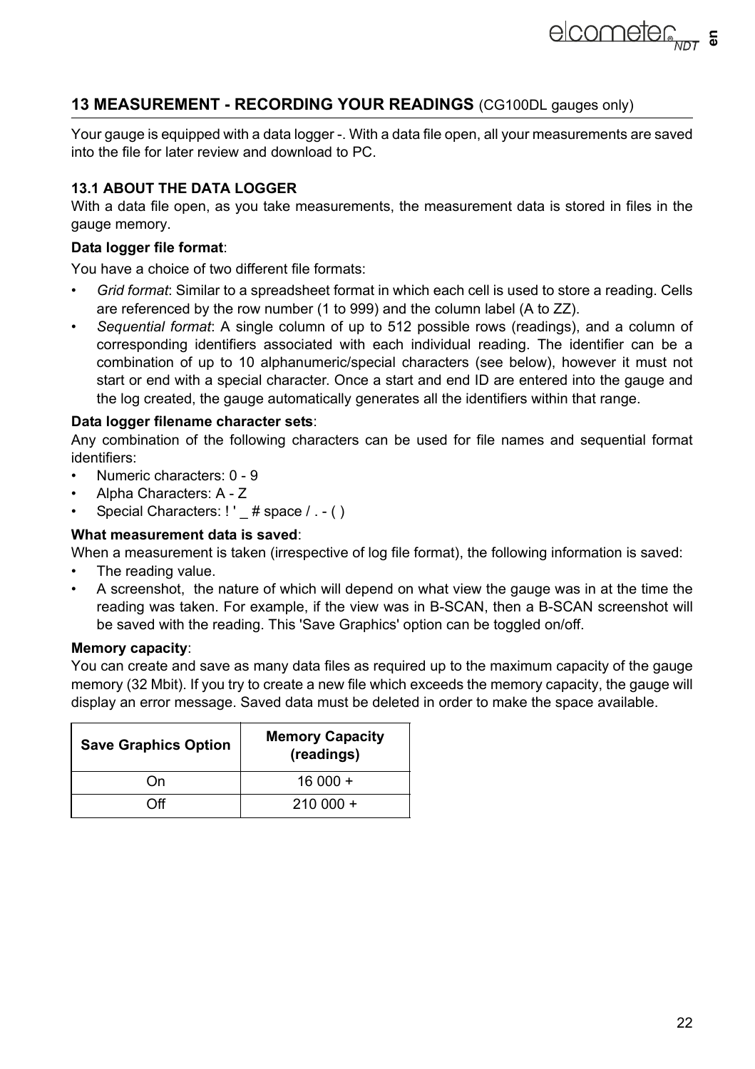## 13 MEASUREMENT - RECORDING YOUR READINGS (CG100DL gauges only)

Your gauge is equipped with a data logger -. With a data file open, all your measurements are saved into the file for later review and download to PC.

### 13.1 ABOUT THE DATA LOGGER

With a data file open, as you take measurements, the measurement data is stored in files in the gauge memory.

**Data logger file format**:

You have a choice of two different file formats:

- *Grid format*: Similar to a spreadsheet format in which each cell is used to store a reading. Cells are referenced by the row number (1 to 999) and the column label (A to ZZ).
- *Sequential format*: A single column of up to 512 possible rows (readings), and a column of corresponding identifiers associated with each individual reading. The identifier can be a combination of up to 10 alphanumeric/special characters (see below), however it must not start or end with a special character. Once a start and end ID are entered into the gauge and the log created, the gauge automatically generates all the identifiers within that range.

**Data logger filename character sets**:

Any combination of the following characters can be used for file names and sequential format identifiers:

- Numeric characters: 0 - 9
- Alpha Characters: A - Z
- Special Characters: ! ' _ # space / . - ( )

**What measurement data is saved**:

When a measurement is taken (irrespective of log file format), the following information is saved:

- The reading value.
- A screenshot, the nature of which will depend on what view the gauge was in at the time the reading was taken. For example, if the view was in B-SCAN, then a B-SCAN screenshot will be saved with the reading. This 'Save Graphics' option can be toggled on/off.

**Memory capacity**:

You can create and save as many data files as required up to the maximum capacity of the gauge memory (32 Mbit). If you try to create a new file which exceeds the memory capacity, the gauge will display an error message. Saved data must be deleted in order to make the space available.

| Save Graphics Option | Memory Capacity (readings) |
|---|---|
| On | 16 000 + |
| Off | 210 000 + |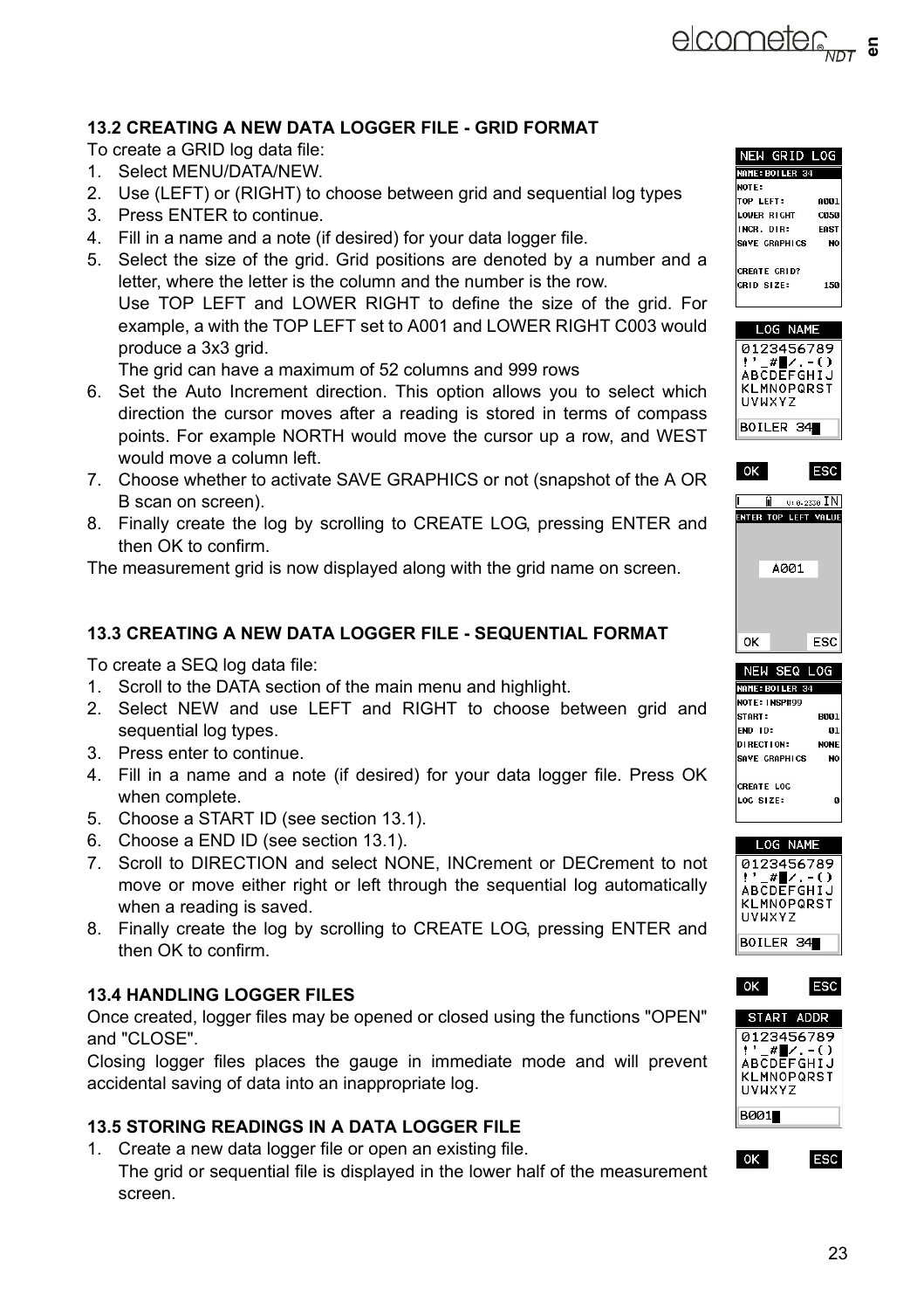## 13.2 CREATING A NEW DATA LOGGER FILE - GRID FORMAT

To create a GRID log data file:

1. Select MENU/DATA/NEW.
2. Use (LEFT) or (RIGHT) to choose between grid and sequential log types
3. Press ENTER to continue.
4. Fill in a name and a note (if desired) for your data logger file.
5. Select the size of the grid. Grid positions are denoted by a number and a letter, where the letter is the column and the number is the row.
   Use TOP LEFT and LOWER RIGHT to define the size of the grid. For example, a with the TOP LEFT set to A001 and LOWER RIGHT C003 would produce a 3x3 grid.
   The grid can have a maximum of 52 columns and 999 rows
6. Set the Auto Increment direction. This option allows you to select which direction the cursor moves after a reading is stored in terms of compass points. For example NORTH would move the cursor up a row, and WEST would move a column left.
7. Choose whether to activate SAVE GRAPHICS or not (snapshot of the A OR B scan on screen).
8. Finally create the log by scrolling to CREATE LOG, pressing ENTER and then OK to confirm.

The measurement grid is now displayed along with the grid name on screen.

## 13.3 CREATING A NEW DATA LOGGER FILE - SEQUENTIAL FORMAT

To create a SEQ log data file:

1. Scroll to the DATA section of the main menu and highlight.
2. Select NEW and use LEFT and RIGHT to choose between grid and sequential log types.
3. Press enter to continue.
4. Fill in a name and a note (if desired) for your data logger file. Press OK when complete.
5. Choose a START ID (see section 13.1).
6. Choose a END ID (see section 13.1).
7. Scroll to DIRECTION and select NONE, INCrement or DECrement to not move or move either right or left through the sequential log automatically when a reading is saved.
8. Finally create the log by scrolling to CREATE LOG, pressing ENTER and then OK to confirm.

## 13.4 HANDLING LOGGER FILES

Once created, logger files may be opened or closed using the functions "OPEN" and "CLOSE".

Closing logger files places the gauge in immediate mode and will prevent accidental saving of data into an inappropriate log.

## 13.5 STORING READINGS IN A DATA LOGGER FILE

1. Create a new data logger file or open an existing file.
   The grid or sequential file is displayed in the lower half of the measurement screen.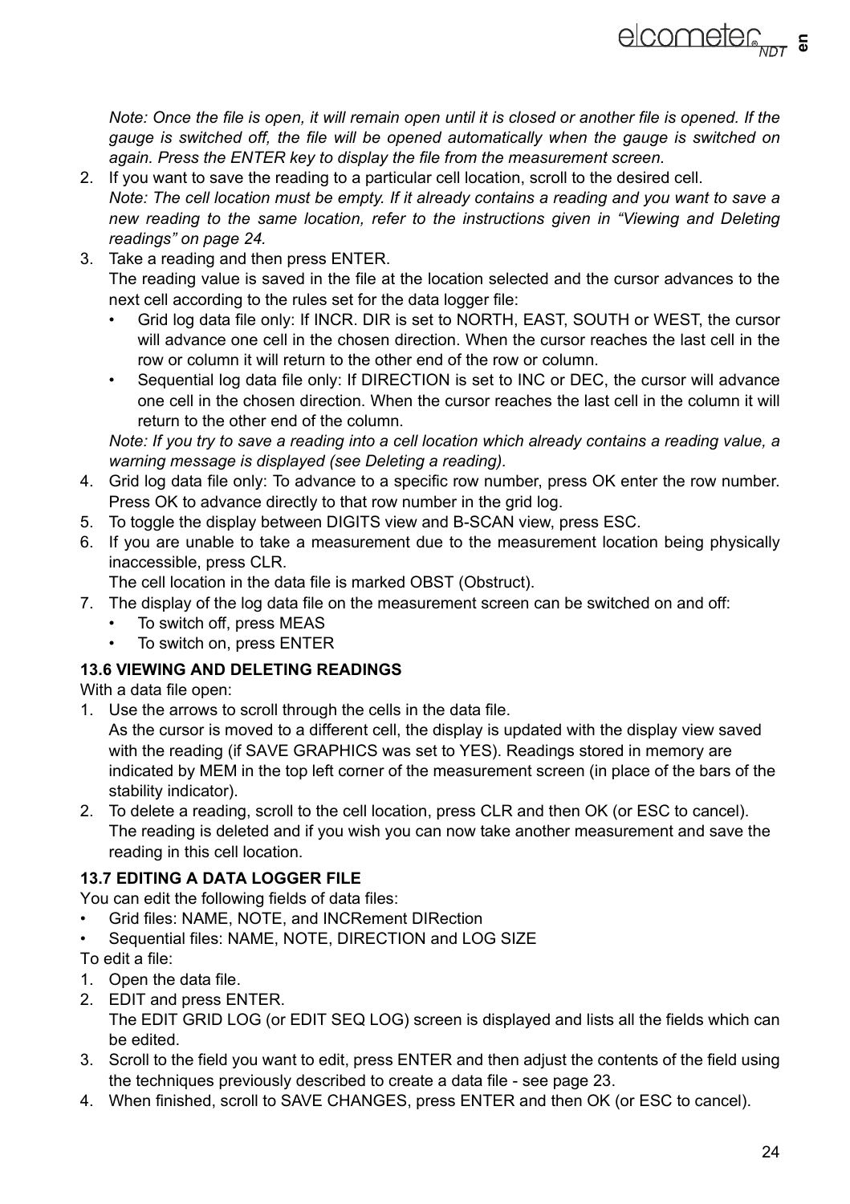*Note: Once the file is open, it will remain open until it is closed or another file is opened. If the gauge is switched off, the file will be opened automatically when the gauge is switched on again. Press the ENTER key to display the file from the measurement screen.*

2. If you want to save the reading to a particular cell location, scroll to the desired cell.
   *Note: The cell location must be empty. If it already contains a reading and you want to save a new reading to the same location, refer to the instructions given in "Viewing and Deleting readings" on page 24.*
3. Take a reading and then press ENTER.
   The reading value is saved in the file at the location selected and the cursor advances to the next cell according to the rules set for the data logger file:
   - Grid log data file only: If INCR. DIR is set to NORTH, EAST, SOUTH or WEST, the cursor will advance one cell in the chosen direction. When the cursor reaches the last cell in the row or column it will return to the other end of the row or column.
   - Sequential log data file only: If DIRECTION is set to INC or DEC, the cursor will advance one cell in the chosen direction. When the cursor reaches the last cell in the column it will return to the other end of the column.

   *Note: If you try to save a reading into a cell location which already contains a reading value, a warning message is displayed (see Deleting a reading).*
4. Grid log data file only: To advance to a specific row number, press OK enter the row number. Press OK to advance directly to that row number in the grid log.
5. To toggle the display between DIGITS view and B-SCAN view, press ESC.
6. If you are unable to take a measurement due to the measurement location being physically inaccessible, press CLR.
   The cell location in the data file is marked OBST (Obstruct).
7. The display of the log data file on the measurement screen can be switched on and off:
   - To switch off, press MEAS
   - To switch on, press ENTER

### 13.6 VIEWING AND DELETING READINGS

With a data file open:

1. Use the arrows to scroll through the cells in the data file.
   As the cursor is moved to a different cell, the display is updated with the display view saved with the reading (if SAVE GRAPHICS was set to YES). Readings stored in memory are indicated by MEM in the top left corner of the measurement screen (in place of the bars of the stability indicator).
2. To delete a reading, scroll to the cell location, press CLR and then OK (or ESC to cancel).
   The reading is deleted and if you wish you can now take another measurement and save the reading in this cell location.

### 13.7 EDITING A DATA LOGGER FILE

You can edit the following fields of data files:

- Grid files: NAME, NOTE, and INCRement DIRection
- Sequential files: NAME, NOTE, DIRECTION and LOG SIZE

To edit a file:

1. Open the data file.
2. EDIT and press ENTER.
   The EDIT GRID LOG (or EDIT SEQ LOG) screen is displayed and lists all the fields which can be edited.
3. Scroll to the field you want to edit, press ENTER and then adjust the contents of the field using the techniques previously described to create a data file - see page 23.
4. When finished, scroll to SAVE CHANGES, press ENTER and then OK (or ESC to cancel).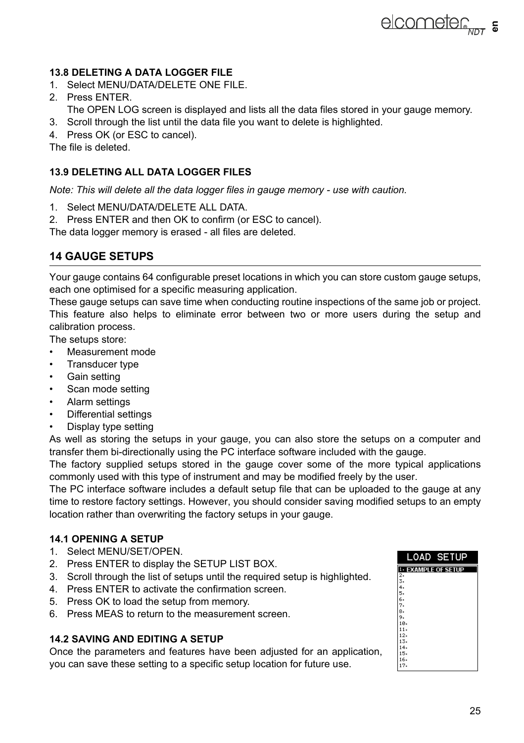### 13.8 DELETING A DATA LOGGER FILE

1. Select MENU/DATA/DELETE ONE FILE.
2. Press ENTER.
   The OPEN LOG screen is displayed and lists all the data files stored in your gauge memory.
3. Scroll through the list until the data file you want to delete is highlighted.
4. Press OK (or ESC to cancel).

The file is deleted.

### 13.9 DELETING ALL DATA LOGGER FILES

*Note: This will delete all the data logger files in gauge memory - use with caution.*

1. Select MENU/DATA/DELETE ALL DATA.
2. Press ENTER and then OK to confirm (or ESC to cancel).

The data logger memory is erased - all files are deleted.

## 14 GAUGE SETUPS

Your gauge contains 64 configurable preset locations in which you can store custom gauge setups, each one optimised for a specific measuring application.

These gauge setups can save time when conducting routine inspections of the same job or project. This feature also helps to eliminate error between two or more users during the setup and calibration process.

The setups store:

- Measurement mode
- Transducer type
- Gain setting
- Scan mode setting
- Alarm settings
- Differential settings
- Display type setting

As well as storing the setups in your gauge, you can also store the setups on a computer and transfer them bi-directionally using the PC interface software included with the gauge.

The factory supplied setups stored in the gauge cover some of the more typical applications commonly used with this type of instrument and may be modified freely by the user.

The PC interface software includes a default setup file that can be uploaded to the gauge at any time to restore factory settings. However, you should consider saving modified setups to an empty location rather than overwriting the factory setups in your gauge.

### 14.1 OPENING A SETUP

1. Select MENU/SET/OPEN.
2. Press ENTER to display the SETUP LIST BOX.
3. Scroll through the list of setups until the required setup is highlighted.
4. Press ENTER to activate the confirmation screen.
5. Press OK to load the setup from memory.
6. Press MEAS to return to the measurement screen.

### 14.2 SAVING AND EDITING A SETUP

Once the parameters and features have been adjusted for an application, you can save these setting to a specific setup location for future use.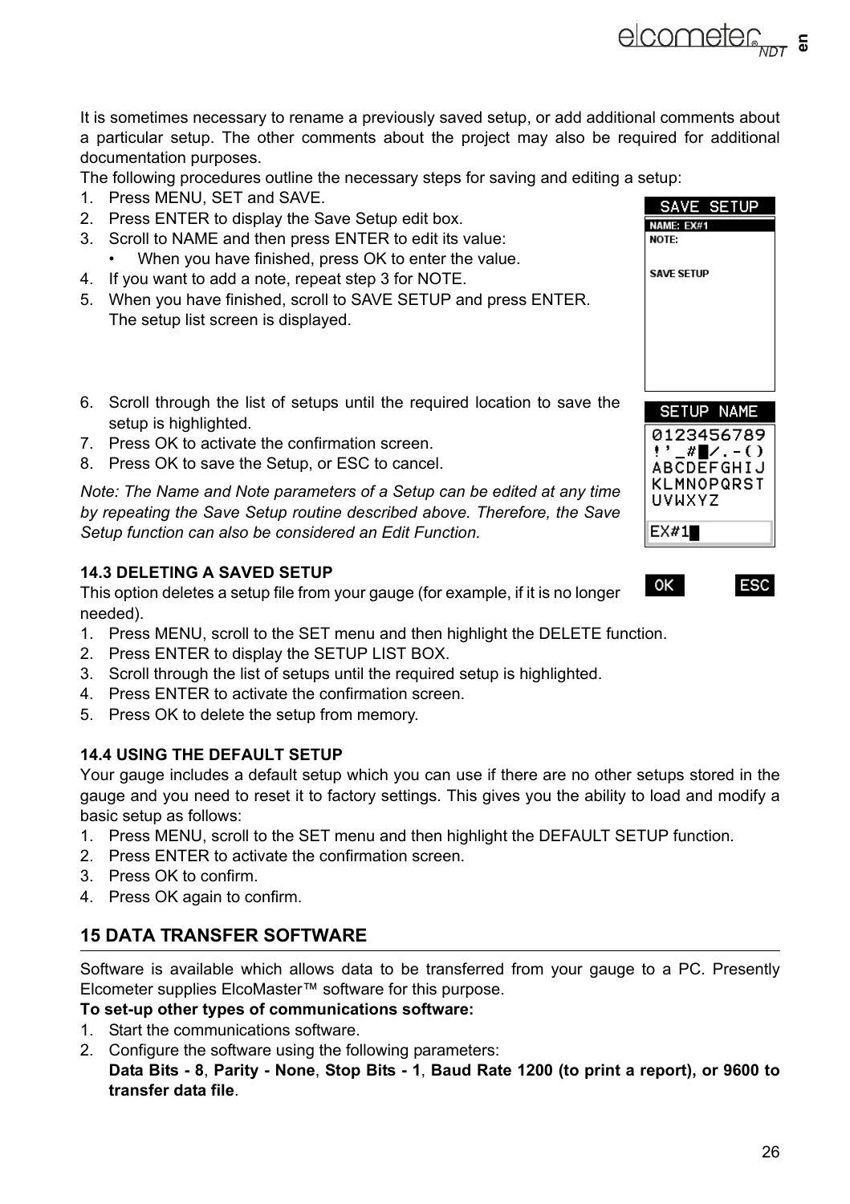It is sometimes necessary to rename a previously saved setup, or add additional comments about a particular setup. The other comments about the project may also be required for additional documentation purposes.

The following procedures outline the necessary steps for saving and editing a setup:

1. Press MENU, SET and SAVE.
2. Press ENTER to display the Save Setup edit box.
3. Scroll to NAME and then press ENTER to edit its value:
   - When you have finished, press OK to enter the value.
4. If you want to add a note, repeat step 3 for NOTE.
5. When you have finished, scroll to SAVE SETUP and press ENTER. The setup list screen is displayed.
6. Scroll through the list of setups until the required location to save the setup is highlighted.
7. Press OK to activate the confirmation screen.
8. Press OK to save the Setup, or ESC to cancel.

*Note: The Name and Note parameters of a Setup can be edited at any time by repeating the Save Setup routine described above. Therefore, the Save Setup function can also be considered an Edit Function.*

### 14.3 DELETING A SAVED SETUP

This option deletes a setup file from your gauge (for example, if it is no longer needed).

1. Press MENU, scroll to the SET menu and then highlight the DELETE function.
2. Press ENTER to display the SETUP LIST BOX.
3. Scroll through the list of setups until the required setup is highlighted.
4. Press ENTER to activate the confirmation screen.
5. Press OK to delete the setup from memory.

### 14.4 USING THE DEFAULT SETUP

Your gauge includes a default setup which you can use if there are no other setups stored in the gauge and you need to reset it to factory settings. This gives you the ability to load and modify a basic setup as follows:

1. Press MENU, scroll to the SET menu and then highlight the DEFAULT SETUP function.
2. Press ENTER to activate the confirmation screen.
3. Press OK to confirm.
4. Press OK again to confirm.

## 15 DATA TRANSFER SOFTWARE

Software is available which allows data to be transferred from your gauge to a PC. Presently Elcometer supplies ElcoMaster™ software for this purpose.

**To set-up other types of communications software:**

1. Start the communications software.
2. Configure the software using the following parameters:
   **Data Bits - 8**, **Parity - None**, **Stop Bits - 1**, **Baud Rate 1200 (to print a report), or 9600 to transfer data file**.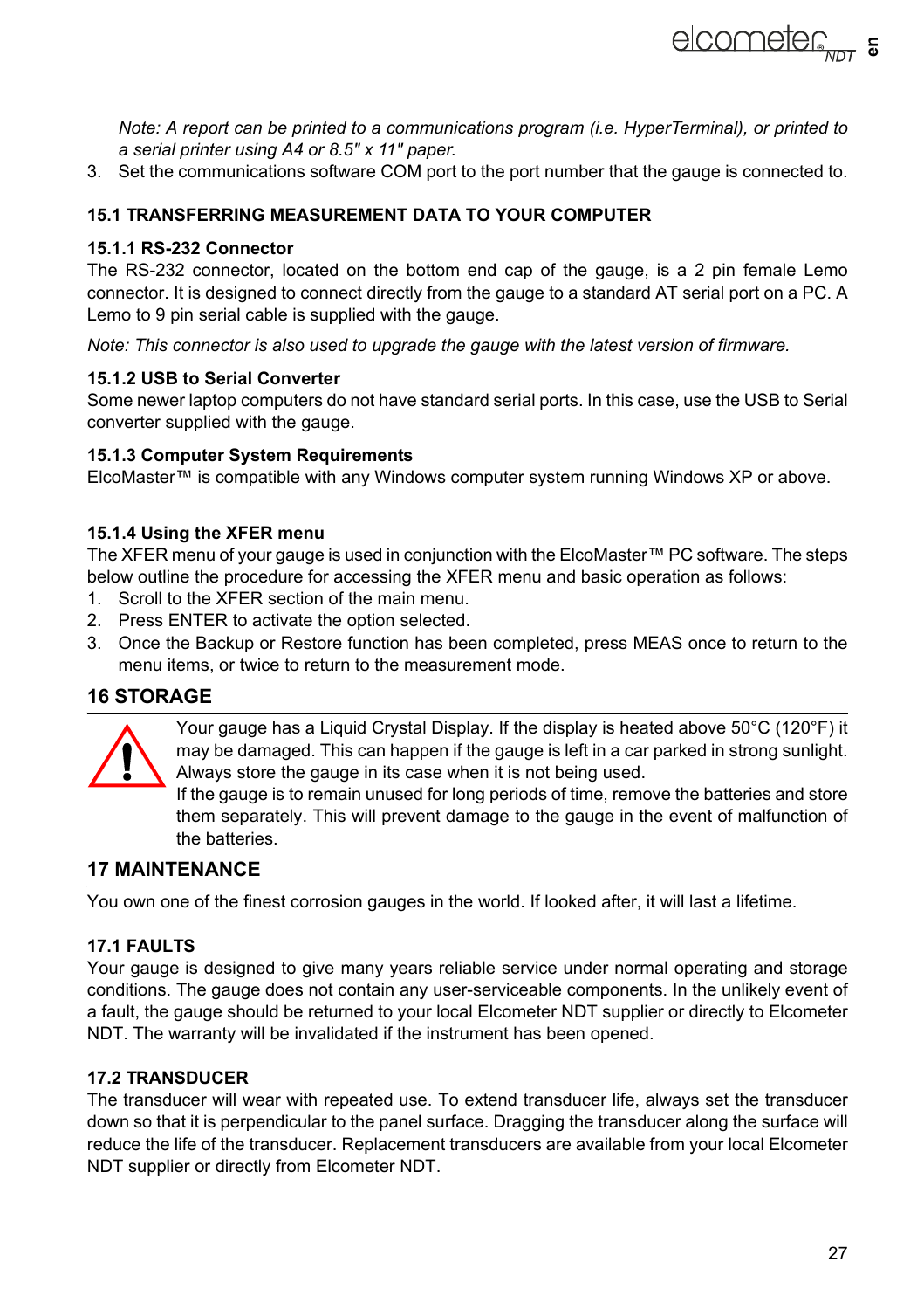*Note: A report can be printed to a communications program (i.e. HyperTerminal), or printed to a serial printer using A4 or 8.5" x 11" paper.*

3. Set the communications software COM port to the port number that the gauge is connected to.

## 15.1 TRANSFERRING MEASUREMENT DATA TO YOUR COMPUTER

### 15.1.1 RS-232 Connector

The RS-232 connector, located on the bottom end cap of the gauge, is a 2 pin female Lemo connector. It is designed to connect directly from the gauge to a standard AT serial port on a PC. A Lemo to 9 pin serial cable is supplied with the gauge.

*Note: This connector is also used to upgrade the gauge with the latest version of firmware.*

### 15.1.2 USB to Serial Converter

Some newer laptop computers do not have standard serial ports. In this case, use the USB to Serial converter supplied with the gauge.

### 15.1.3 Computer System Requirements

ElcoMaster™ is compatible with any Windows computer system running Windows XP or above.

### 15.1.4 Using the XFER menu

The XFER menu of your gauge is used in conjunction with the ElcoMaster™ PC software. The steps below outline the procedure for accessing the XFER menu and basic operation as follows:

1. Scroll to the XFER section of the main menu.
2. Press ENTER to activate the option selected.
3. Once the Backup or Restore function has been completed, press MEAS once to return to the menu items, or twice to return to the measurement mode.

# 16 STORAGE

Your gauge has a Liquid Crystal Display. If the display is heated above 50°C (120°F) it may be damaged. This can happen if the gauge is left in a car parked in strong sunlight. Always store the gauge in its case when it is not being used.

If the gauge is to remain unused for long periods of time, remove the batteries and store them separately. This will prevent damage to the gauge in the event of malfunction of the batteries.

# 17 MAINTENANCE

You own one of the finest corrosion gauges in the world. If looked after, it will last a lifetime.

## 17.1 FAULTS

Your gauge is designed to give many years reliable service under normal operating and storage conditions. The gauge does not contain any user-serviceable components. In the unlikely event of a fault, the gauge should be returned to your local Elcometer NDT supplier or directly to Elcometer NDT. The warranty will be invalidated if the instrument has been opened.

## 17.2 TRANSDUCER

The transducer will wear with repeated use. To extend transducer life, always set the transducer down so that it is perpendicular to the panel surface. Dragging the transducer along the surface will reduce the life of the transducer. Replacement transducers are available from your local Elcometer NDT supplier or directly from Elcometer NDT.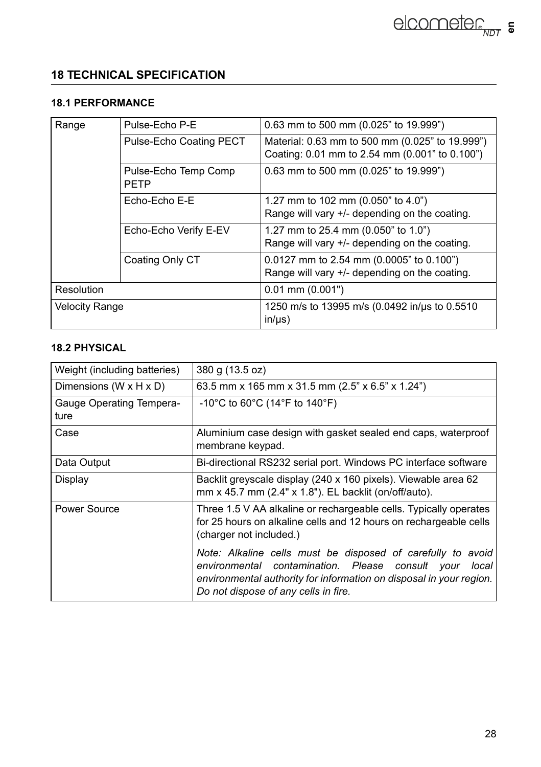## 18 TECHNICAL SPECIFICATION

### 18.1 PERFORMANCE

| Range | Pulse-Echo P-E | 0.63 mm to 500 mm (0.025” to 19.999”) |
|---|---|---|
| | Pulse-Echo Coating PECT | Material: 0.63 mm to 500 mm (0.025” to 19.999”)<br>Coating: 0.01 mm to 2.54 mm (0.001” to 0.100”) |
| | Pulse-Echo Temp Comp PETP | 0.63 mm to 500 mm (0.025” to 19.999”) |
| | Echo-Echo E-E | 1.27 mm to 102 mm (0.050” to 4.0”)<br>Range will vary +/- depending on the coating. |
| | Echo-Echo Verify E-EV | 1.27 mm to 25.4 mm (0.050” to 1.0”)<br>Range will vary +/- depending on the coating. |
| | Coating Only CT | 0.0127 mm to 2.54 mm (0.0005” to 0.100”)<br>Range will vary +/- depending on the coating. |
| Resolution | | 0.01 mm (0.001") |
| Velocity Range | | 1250 m/s to 13995 m/s (0.0492 in/µs to 0.5510 in/µs) |

### 18.2 PHYSICAL

| Weight (including batteries) | 380 g (13.5 oz) |
|---|---|
| Dimensions (W x H x D) | 63.5 mm x 165 mm x 31.5 mm (2.5” x 6.5” x 1.24”) |
| Gauge Operating Temperature | -10°C to 60°C (14°F to 140°F) |
| Case | Aluminium case design with gasket sealed end caps, waterproof membrane keypad. |
| Data Output | Bi-directional RS232 serial port. Windows PC interface software |
| Display | Backlit greyscale display (240 x 160 pixels). Viewable area 62 mm x 45.7 mm (2.4" x 1.8"). EL backlit (on/off/auto). |
| Power Source | Three 1.5 V AA alkaline or rechargeable cells. Typically operates for 25 hours on alkaline cells and 12 hours on rechargeable cells (charger not included.)<br><br>*Note: Alkaline cells must be disposed of carefully to avoid environmental contamination. Please consult your local environmental authority for information on disposal in your region. Do not dispose of any cells in fire.* |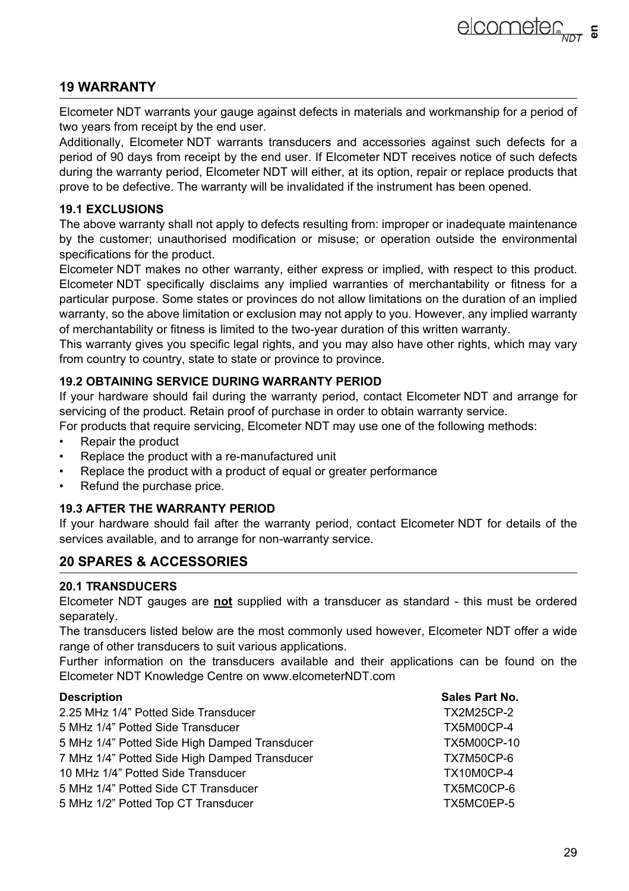## 19 WARRANTY

Elcometer NDT warrants your gauge against defects in materials and workmanship for a period of two years from receipt by the end user.

Additionally, Elcometer NDT warrants transducers and accessories against such defects for a period of 90 days from receipt by the end user. If Elcometer NDT receives notice of such defects during the warranty period, Elcometer NDT will either, at its option, repair or replace products that prove to be defective. The warranty will be invalidated if the instrument has been opened.

### 19.1 EXCLUSIONS

The above warranty shall not apply to defects resulting from: improper or inadequate maintenance by the customer; unauthorised modification or misuse; or operation outside the environmental specifications for the product.

Elcometer NDT makes no other warranty, either express or implied, with respect to this product. Elcometer NDT specifically disclaims any implied warranties of merchantability or fitness for a particular purpose. Some states or provinces do not allow limitations on the duration of an implied warranty, so the above limitation or exclusion may not apply to you. However, any implied warranty of merchantability or fitness is limited to the two-year duration of this written warranty.

This warranty gives you specific legal rights, and you may also have other rights, which may vary from country to country, state to state or province to province.

### 19.2 OBTAINING SERVICE DURING WARRANTY PERIOD

If your hardware should fail during the warranty period, contact Elcometer NDT and arrange for servicing of the product. Retain proof of purchase in order to obtain warranty service.

For products that require servicing, Elcometer NDT may use one of the following methods:

- Repair the product
- Replace the product with a re-manufactured unit
- Replace the product with a product of equal or greater performance
- Refund the purchase price.

### 19.3 AFTER THE WARRANTY PERIOD

If your hardware should fail after the warranty period, contact Elcometer NDT for details of the services available, and to arrange for non-warranty service.

## 20 SPARES & ACCESSORIES

### 20.1 TRANSDUCERS

Elcometer NDT gauges are **not** supplied with a transducer as standard - this must be ordered separately.

The transducers listed below are the most commonly used however, Elcometer NDT offer a wide range of other transducers to suit various applications.

Further information on the transducers available and their applications can be found on the Elcometer NDT Knowledge Centre on www.elcometerNDT.com

| Description | Sales Part No. |
|---|---|
| 2.25 MHz 1/4” Potted Side Transducer | TX2M25CP-2 |
| 5 MHz 1/4” Potted Side Transducer | TX5M00CP-4 |
| 5 MHz 1/4” Potted Side High Damped Transducer | TX5M00CP-10 |
| 7 MHz 1/4” Potted Side High Damped Transducer | TX7M50CP-6 |
| 10 MHz 1/4” Potted Side Transducer | TX10M0CP-4 |
| 5 MHz 1/4” Potted Side CT Transducer | TX5MC0CP-6 |
| 5 MHz 1/2” Potted Top CT Transducer | TX5MC0EP-5 |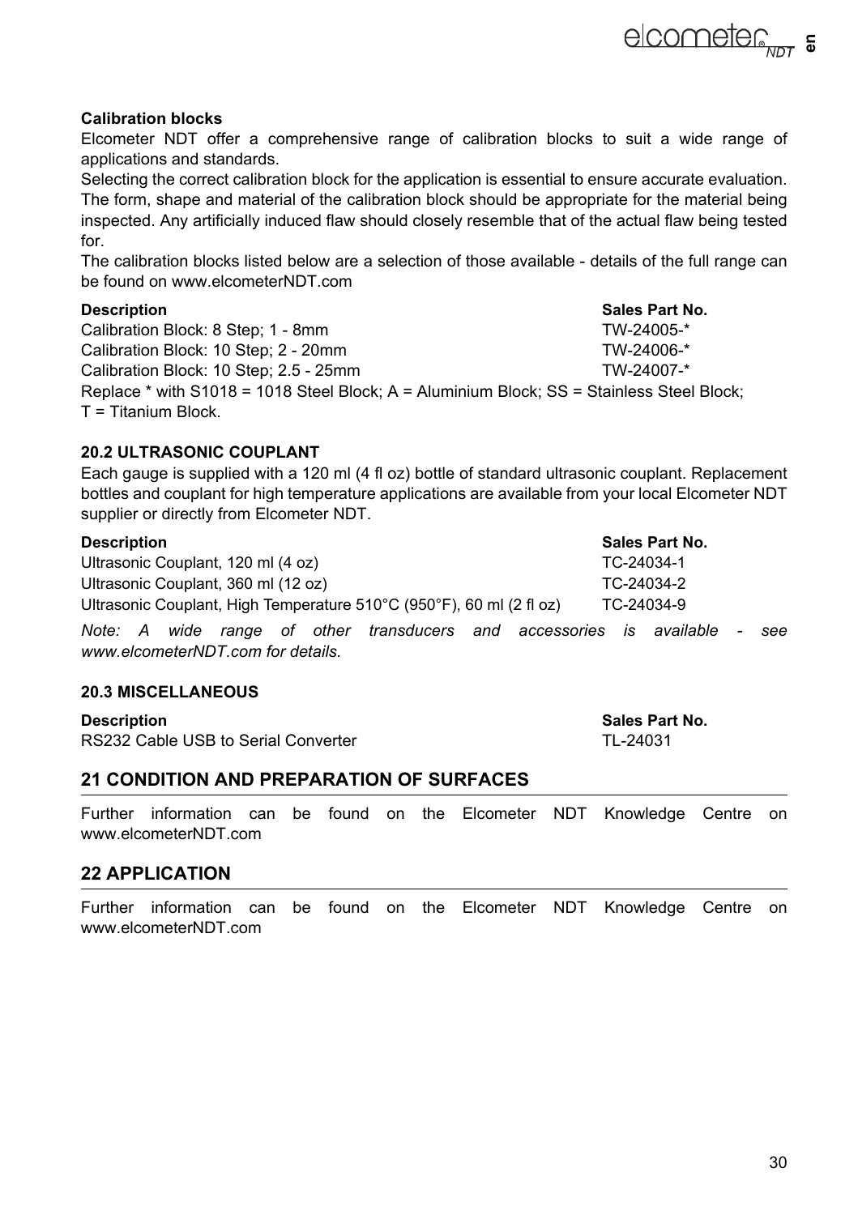### Calibration blocks

Elcometer NDT offer a comprehensive range of calibration blocks to suit a wide range of applications and standards.

Selecting the correct calibration block for the application is essential to ensure accurate evaluation. The form, shape and material of the calibration block should be appropriate for the material being inspected. Any artificially induced flaw should closely resemble that of the actual flaw being tested for.

The calibration blocks listed below are a selection of those available - details of the full range can be found on www.elcometerNDT.com

| Description | Sales Part No. |
|---|---|
| Calibration Block: 8 Step; 1 - 8mm | TW-24005-* |
| Calibration Block: 10 Step; 2 - 20mm | TW-24006-* |
| Calibration Block: 10 Step; 2.5 - 25mm | TW-24007-* |

Replace * with S1018 = 1018 Steel Block; A = Aluminium Block; SS = Stainless Steel Block; T = Titanium Block.

### 20.2 ULTRASONIC COUPLANT

Each gauge is supplied with a 120 ml (4 fl oz) bottle of standard ultrasonic couplant. Replacement bottles and couplant for high temperature applications are available from your local Elcometer NDT supplier or directly from Elcometer NDT.

| Description | Sales Part No. |
|---|---|
| Ultrasonic Couplant, 120 ml (4 oz) | TC-24034-1 |
| Ultrasonic Couplant, 360 ml (12 oz) | TC-24034-2 |
| Ultrasonic Couplant, High Temperature 510°C (950°F), 60 ml (2 fl oz) | TC-24034-9 |

*Note: A wide range of other transducers and accessories is available - see www.elcometerNDT.com for details.*

### 20.3 MISCELLANEOUS

| Description | Sales Part No. |
|---|---|
| RS232 Cable USB to Serial Converter | TL-24031 |

## 21 CONDITION AND PREPARATION OF SURFACES

Further information can be found on the Elcometer NDT Knowledge Centre on www.elcometerNDT.com

## 22 APPLICATION

Further information can be found on the Elcometer NDT Knowledge Centre on www.elcometerNDT.com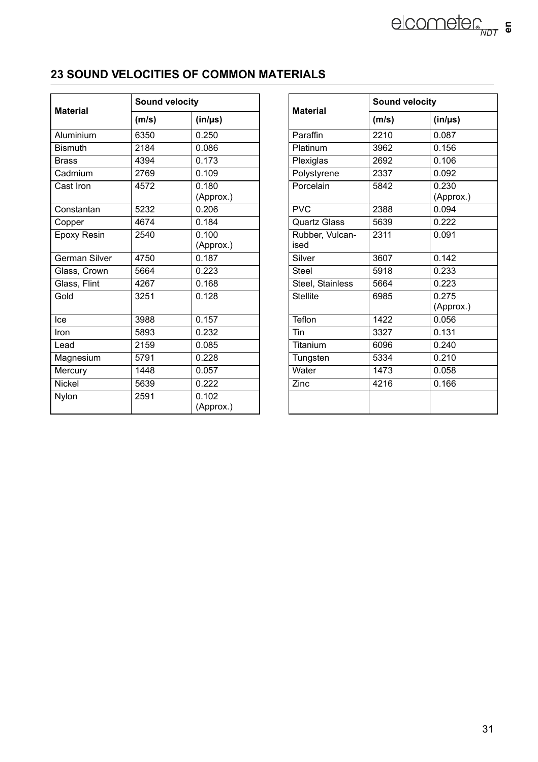## 23 SOUND VELOCITIES OF COMMON MATERIALS

| Material | Sound velocity | |
|---|---|---|
| | (m/s) | (in/µs) |
| Aluminium | 6350 | 0.250 |
| Bismuth | 2184 | 0.086 |
| Brass | 4394 | 0.173 |
| Cadmium | 2769 | 0.109 |
| Cast Iron | 4572 | 0.180 (Approx.) |
| Constantan | 5232 | 0.206 |
| Copper | 4674 | 0.184 |
| Epoxy Resin | 2540 | 0.100 (Approx.) |
| German Silver | 4750 | 0.187 |
| Glass, Crown | 5664 | 0.223 |
| Glass, Flint | 4267 | 0.168 |
| Gold | 3251 | 0.128 |
| Ice | 3988 | 0.157 |
| Iron | 5893 | 0.232 |
| Lead | 2159 | 0.085 |
| Magnesium | 5791 | 0.228 |
| Mercury | 1448 | 0.057 |
| Nickel | 5639 | 0.222 |
| Nylon | 2591 | 0.102 (Approx.) |

| Material | Sound velocity | |
|---|---|---|
| | (m/s) | (in/µs) |
| Paraffin | 2210 | 0.087 |
| Platinum | 3962 | 0.156 |
| Plexiglas | 2692 | 0.106 |
| Polystyrene | 2337 | 0.092 |
| Porcelain | 5842 | 0.230 (Approx.) |
| PVC | 2388 | 0.094 |
| Quartz Glass | 5639 | 0.222 |
| Rubber, Vulcanised | 2311 | 0.091 |
| Silver | 3607 | 0.142 |
| Steel | 5918 | 0.233 |
| Steel, Stainless | 5664 | 0.223 |
| Stellite | 6985 | 0.275 (Approx.) |
| Teflon | 1422 | 0.056 |
| Tin | 3327 | 0.131 |
| Titanium | 6096 | 0.240 |
| Tungsten | 5334 | 0.210 |
| Water | 1473 | 0.058 |
| Zinc | 4216 | 0.166 |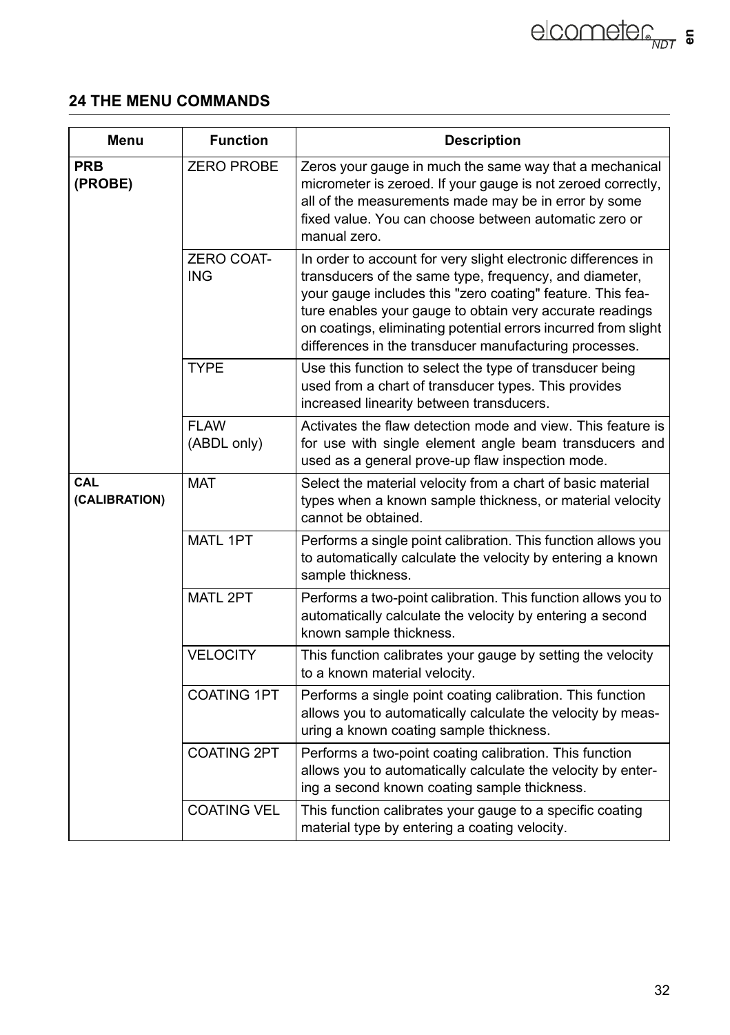## 24 THE MENU COMMANDS

| Menu | Function | Description |
|---|---|---|
| **PRB (PROBE)** | ZERO PROBE | Zeros your gauge in much the same way that a mechanical micrometer is zeroed. If your gauge is not zeroed correctly, all of the measurements made may be in error by some fixed value. You can choose between automatic zero or manual zero. |
| | ZERO COATING | In order to account for very slight electronic differences in transducers of the same type, frequency, and diameter, your gauge includes this "zero coating" feature. This feature enables your gauge to obtain very accurate readings on coatings, eliminating potential errors incurred from slight differences in the transducer manufacturing processes. |
| | TYPE | Use this function to select the type of transducer being used from a chart of transducer types. This provides increased linearity between transducers. |
| | FLAW (ABDL only) | Activates the flaw detection mode and view. This feature is for use with single element angle beam transducers and used as a general prove-up flaw inspection mode. |
| **CAL (CALIBRATION)** | MAT | Select the material velocity from a chart of basic material types when a known sample thickness, or material velocity cannot be obtained. |
| | MATL 1PT | Performs a single point calibration. This function allows you to automatically calculate the velocity by entering a known sample thickness. |
| | MATL 2PT | Performs a two-point calibration. This function allows you to automatically calculate the velocity by entering a second known sample thickness. |
| | VELOCITY | This function calibrates your gauge by setting the velocity to a known material velocity. |
| | COATING 1PT | Performs a single point coating calibration. This function allows you to automatically calculate the velocity by measuring a known coating sample thickness. |
| | COATING 2PT | Performs a two-point coating calibration. This function allows you to automatically calculate the velocity by entering a second known coating sample thickness. |
| | COATING VEL | This function calibrates your gauge to a specific coating material type by entering a coating velocity. |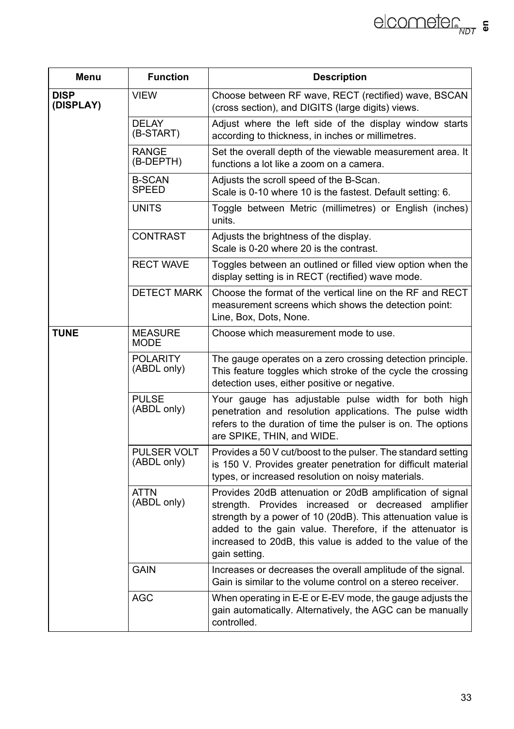| Menu | Function | Description |
|---|---|---|
| **DISP (DISPLAY)** | VIEW | Choose between RF wave, RECT (rectified) wave, BSCAN (cross section), and DIGITS (large digits) views. |
| | DELAY (B-START) | Adjust where the left side of the display window starts according to thickness, in inches or millimetres. |
| | RANGE (B-DEPTH) | Set the overall depth of the viewable measurement area. It functions a lot like a zoom on a camera. |
| | B-SCAN SPEED | Adjusts the scroll speed of the B-Scan.<br>Scale is 0-10 where 10 is the fastest. Default setting: 6. |
| | UNITS | Toggle between Metric (millimetres) or English (inches) units. |
| | CONTRAST | Adjusts the brightness of the display.<br>Scale is 0-20 where 20 is the contrast. |
| | RECT WAVE | Toggles between an outlined or filled view option when the display setting is in RECT (rectified) wave mode. |
| | DETECT MARK | Choose the format of the vertical line on the RF and RECT measurement screens which shows the detection point: Line, Box, Dots, None. |
| **TUNE** | MEASURE MODE | Choose which measurement mode to use. |
| | POLARITY (ABDL only) | The gauge operates on a zero crossing detection principle. This feature toggles which stroke of the cycle the crossing detection uses, either positive or negative. |
| | PULSE (ABDL only) | Your gauge has adjustable pulse width for both high penetration and resolution applications. The pulse width refers to the duration of time the pulser is on. The options are SPIKE, THIN, and WIDE. |
| | PULSER VOLT (ABDL only) | Provides a 50 V cut/boost to the pulser. The standard setting is 150 V. Provides greater penetration for difficult material types, or increased resolution on noisy materials. |
| | ATTN (ABDL only) | Provides 20dB attenuation or 20dB amplification of signal strength. Provides increased or decreased amplifier strength by a power of 10 (20dB). This attenuation value is added to the gain value. Therefore, if the attenuator is increased to 20dB, this value is added to the value of the gain setting. |
| | GAIN | Increases or decreases the overall amplitude of the signal. Gain is similar to the volume control on a stereo receiver. |
| | AGC | When operating in E-E or E-EV mode, the gauge adjusts the gain automatically. Alternatively, the AGC can be manually controlled. |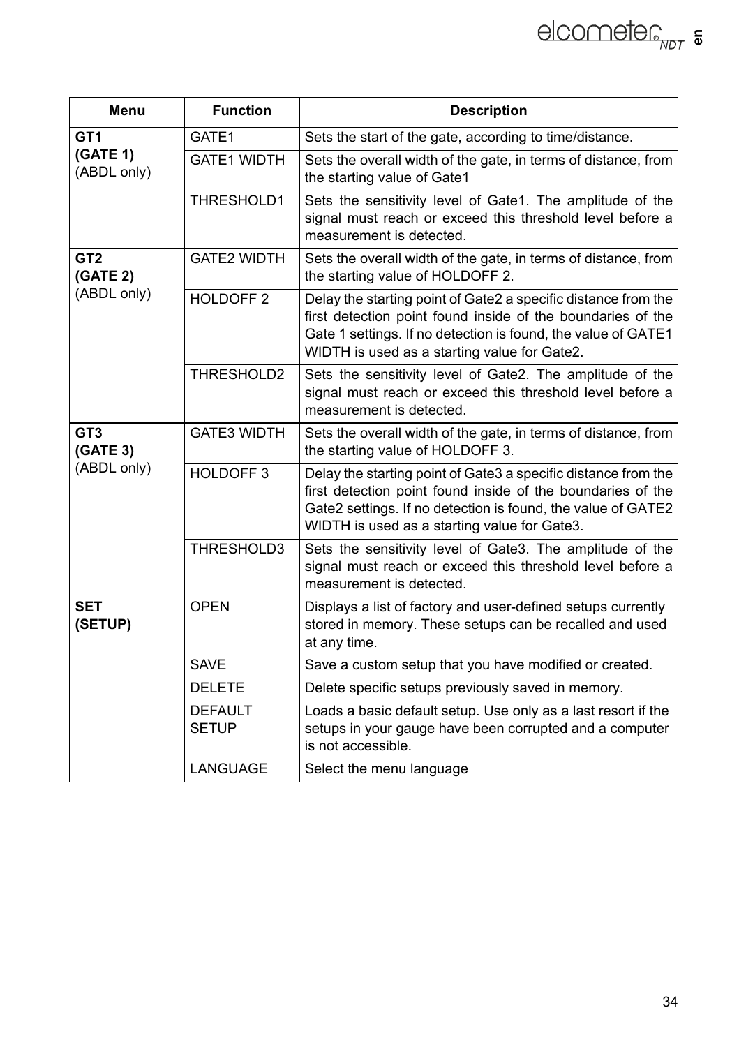| Menu | Function | Description |
|---|---|---|
| **GT1 (GATE 1)** (ABDL only) | GATE1 | Sets the start of the gate, according to time/distance. |
| | GATE1 WIDTH | Sets the overall width of the gate, in terms of distance, from the starting value of Gate1 |
| | THRESHOLD1 | Sets the sensitivity level of Gate1. The amplitude of the signal must reach or exceed this threshold level before a measurement is detected. |
| **GT2 (GATE 2)** (ABDL only) | GATE2 WIDTH | Sets the overall width of the gate, in terms of distance, from the starting value of HOLDOFF 2. |
| | HOLDOFF 2 | Delay the starting point of Gate2 a specific distance from the first detection point found inside of the boundaries of the Gate 1 settings. If no detection is found, the value of GATE1 WIDTH is used as a starting value for Gate2. |
| | THRESHOLD2 | Sets the sensitivity level of Gate2. The amplitude of the signal must reach or exceed this threshold level before a measurement is detected. |
| **GT3 (GATE 3)** (ABDL only) | GATE3 WIDTH | Sets the overall width of the gate, in terms of distance, from the starting value of HOLDOFF 3. |
| | HOLDOFF 3 | Delay the starting point of Gate3 a specific distance from the first detection point found inside of the boundaries of the Gate2 settings. If no detection is found, the value of GATE2 WIDTH is used as a starting value for Gate3. |
| | THRESHOLD3 | Sets the sensitivity level of Gate3. The amplitude of the signal must reach or exceed this threshold level before a measurement is detected. |
| **SET (SETUP)** | OPEN | Displays a list of factory and user-defined setups currently stored in memory. These setups can be recalled and used at any time. |
| | SAVE | Save a custom setup that you have modified or created. |
| | DELETE | Delete specific setups previously saved in memory. |
| | DEFAULT SETUP | Loads a basic default setup. Use only as a last resort if the setups in your gauge have been corrupted and a computer is not accessible. |
| | LANGUAGE | Select the menu language |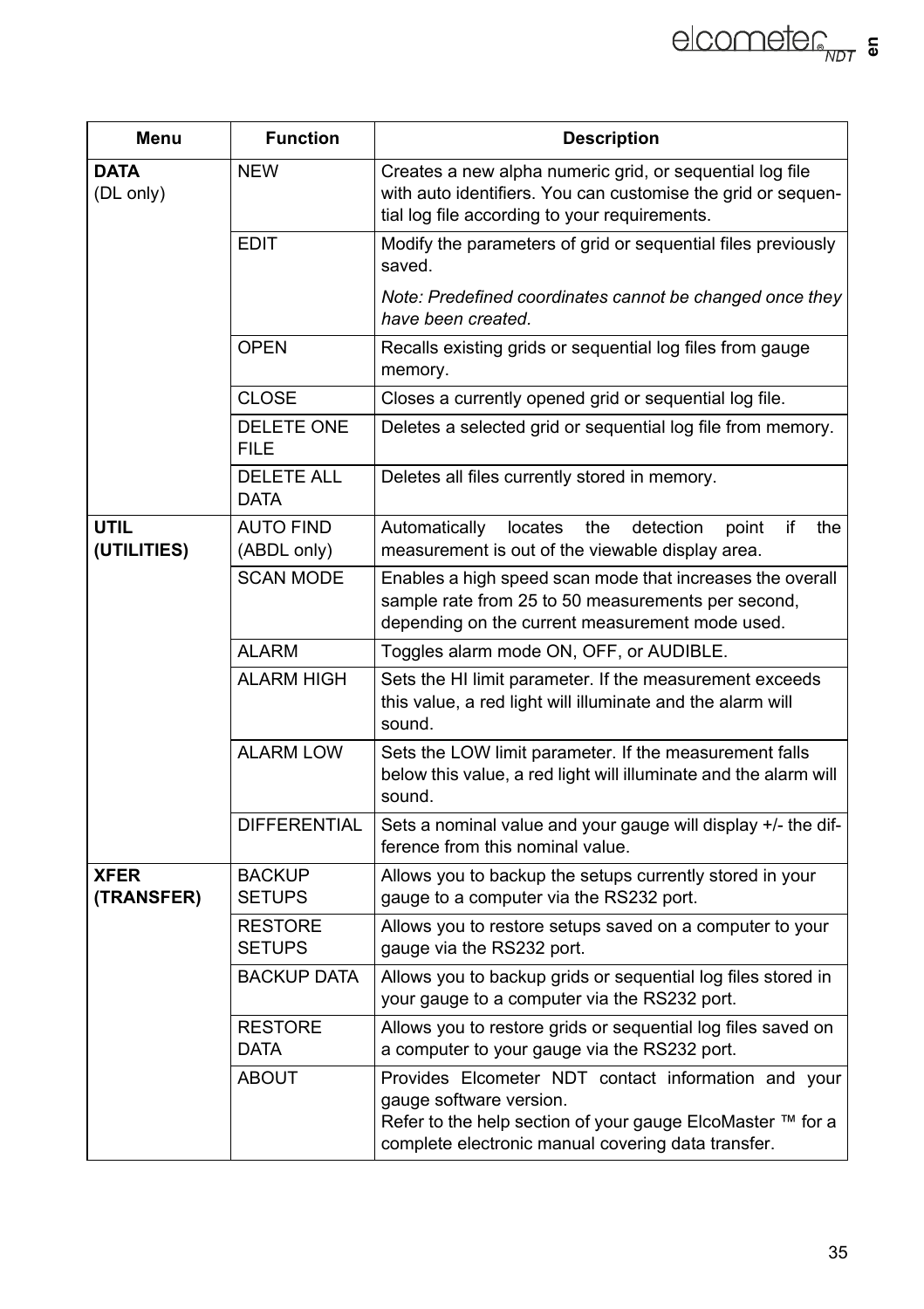| Menu | Function | Description |
|---|---|---|
| **DATA** (DL only) | NEW | Creates a new alpha numeric grid, or sequential log file with auto identifiers. You can customise the grid or sequential log file according to your requirements. |
| | EDIT | Modify the parameters of grid or sequential files previously saved. *Note: Predefined coordinates cannot be changed once they have been created.* |
| | OPEN | Recalls existing grids or sequential log files from gauge memory. |
| | CLOSE | Closes a currently opened grid or sequential log file. |
| | DELETE ONE FILE | Deletes a selected grid or sequential log file from memory. |
| | DELETE ALL DATA | Deletes all files currently stored in memory. |
| **UTIL (UTILITIES)** | AUTO FIND (ABDL only) | Automatically locates the detection point if the measurement is out of the viewable display area. |
| | SCAN MODE | Enables a high speed scan mode that increases the overall sample rate from 25 to 50 measurements per second, depending on the current measurement mode used. |
| | ALARM | Toggles alarm mode ON, OFF, or AUDIBLE. |
| | ALARM HIGH | Sets the HI limit parameter. If the measurement exceeds this value, a red light will illuminate and the alarm will sound. |
| | ALARM LOW | Sets the LOW limit parameter. If the measurement falls below this value, a red light will illuminate and the alarm will sound. |
| | DIFFERENTIAL | Sets a nominal value and your gauge will display +/- the difference from this nominal value. |
| **XFER (TRANSFER)** | BACKUP SETUPS | Allows you to backup the setups currently stored in your gauge to a computer via the RS232 port. |
| | RESTORE SETUPS | Allows you to restore setups saved on a computer to your gauge via the RS232 port. |
| | BACKUP DATA | Allows you to backup grids or sequential log files stored in your gauge to a computer via the RS232 port. |
| | RESTORE DATA | Allows you to restore grids or sequential log files saved on a computer to your gauge via the RS232 port. |
| | ABOUT | Provides Elcometer NDT contact information and your gauge software version. Refer to the help section of your gauge ElcoMaster ™ for a complete electronic manual covering data transfer. |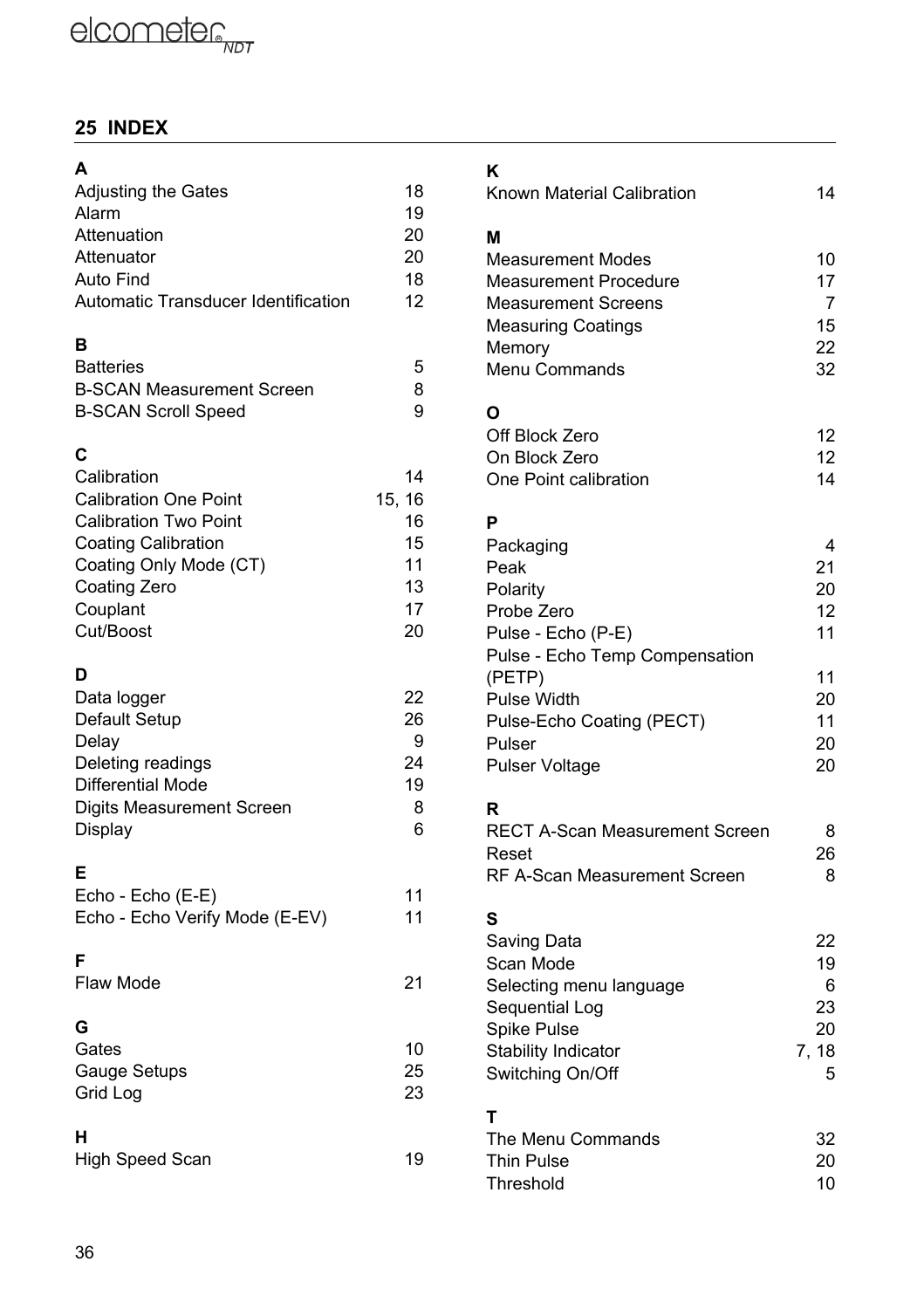## 25 INDEX

**A**

| | |
|---|---|
| Adjusting the Gates | 18 |
| Alarm | 19 |
| Attenuation | 20 |
| Attenuator | 20 |
| Auto Find | 18 |
| Automatic Transducer Identification | 12 |

**B**

| | |
|---|---|
| Batteries | 5 |
| B-SCAN Measurement Screen | 8 |
| B-SCAN Scroll Speed | 9 |

**C**

| | |
|---|---|
| Calibration | 14 |
| Calibration One Point | 15, 16 |
| Calibration Two Point | 16 |
| Coating Calibration | 15 |
| Coating Only Mode (CT) | 11 |
| Coating Zero | 13 |
| Couplant | 17 |
| Cut/Boost | 20 |

**D**

| | |
|---|---|
| Data logger | 22 |
| Default Setup | 26 |
| Delay | 9 |
| Deleting readings | 24 |
| Differential Mode | 19 |
| Digits Measurement Screen | 8 |
| Display | 6 |

**E**

| | |
|---|---|
| Echo - Echo (E-E) | 11 |
| Echo - Echo Verify Mode (E-EV) | 11 |

**F**

| | |
|---|---|
| Flaw Mode | 21 |

**G**

| | |
|---|---|
| Gates | 10 |
| Gauge Setups | 25 |
| Grid Log | 23 |

**H**

| | |
|---|---|
| High Speed Scan | 19 |

**K**

| | |
|---|---|
| Known Material Calibration | 14 |

**M**

| | |
|---|---|
| Measurement Modes | 10 |
| Measurement Procedure | 17 |
| Measurement Screens | 7 |
| Measuring Coatings | 15 |
| Memory | 22 |
| Menu Commands | 32 |

**O**

| | |
|---|---|
| Off Block Zero | 12 |
| On Block Zero | 12 |
| One Point calibration | 14 |

**P**

| | |
|---|---|
| Packaging | 4 |
| Peak | 21 |
| Polarity | 20 |
| Probe Zero | 12 |
| Pulse - Echo (P-E) | 11 |
| Pulse - Echo Temp Compensation (PETP) | 11 |
| Pulse Width | 20 |
| Pulse-Echo Coating (PECT) | 11 |
| Pulser | 20 |
| Pulser Voltage | 20 |

**R**

| | |
|---|---|
| RECT A-Scan Measurement Screen | 8 |
| Reset | 26 |
| RF A-Scan Measurement Screen | 8 |

**S**

| | |
|---|---|
| Saving Data | 22 |
| Scan Mode | 19 |
| Selecting menu language | 6 |
| Sequential Log | 23 |
| Spike Pulse | 20 |
| Stability Indicator | 7, 18 |
| Switching On/Off | 5 |

**T**

| | |
|---|---|
| The Menu Commands | 32 |
| Thin Pulse | 20 |
| Threshold | 10 |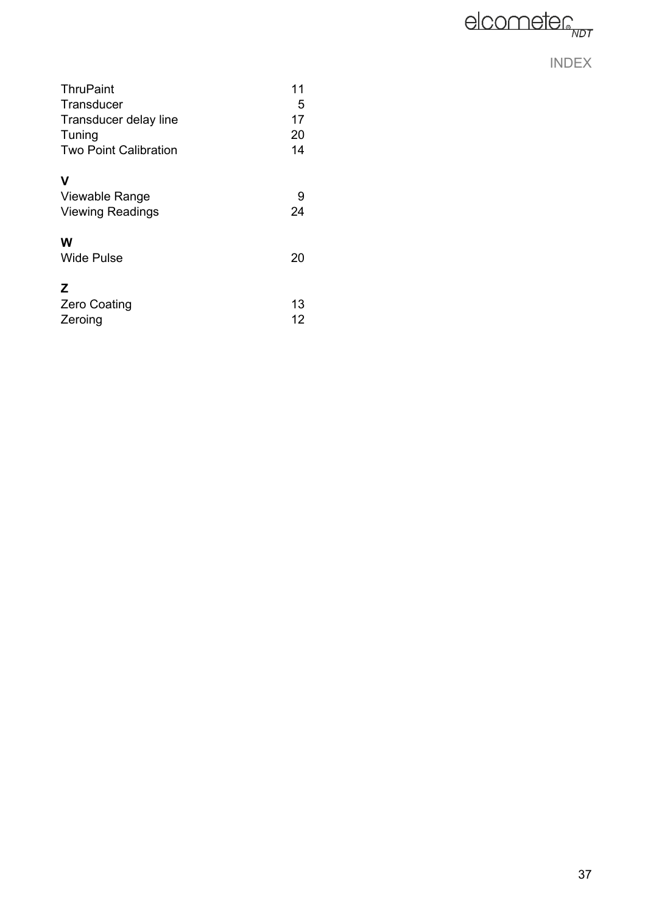| | |
|---|---|
| ThruPaint | 11 |
| Transducer | 5 |
| Transducer delay line | 17 |
| Tuning | 20 |
| Two Point Calibration | 14 |

**V**

| | |
|---|---|
| Viewable Range | 9 |
| Viewing Readings | 24 |

**W**

| | |
|---|---|
| Wide Pulse | 20 |

**Z**

| | |
|---|---|
| Zero Coating | 13 |
| Zeroing | 12 |